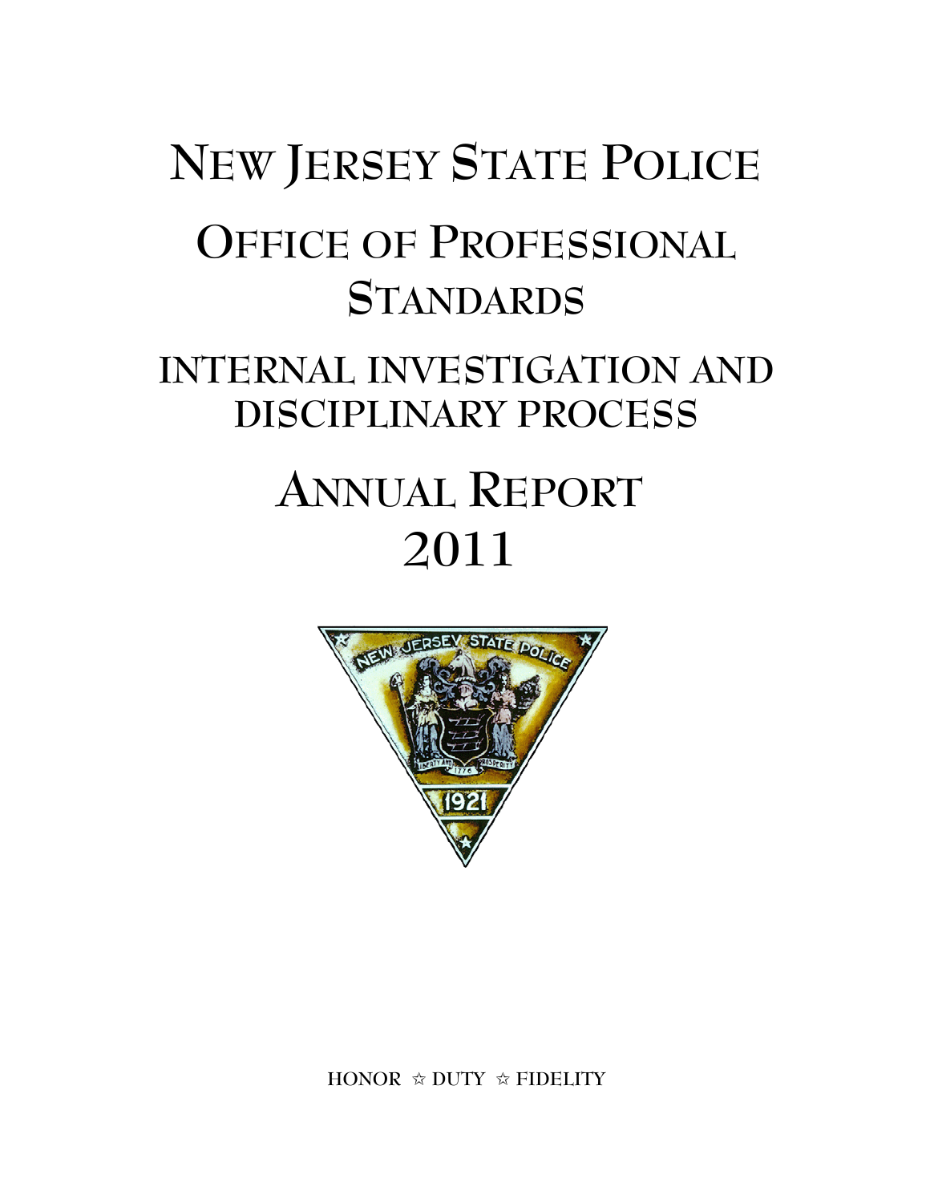# NEW JERSEY STATE POLICE

# OFFICE OF PROFESSIONAL STANDARDS

## INTERNAL INVESTIGATION AND DISCIPLINARY PROCESS

# ANNUAL REPORT 2011

HONOR ☆ DUTY ☆ FIDELITY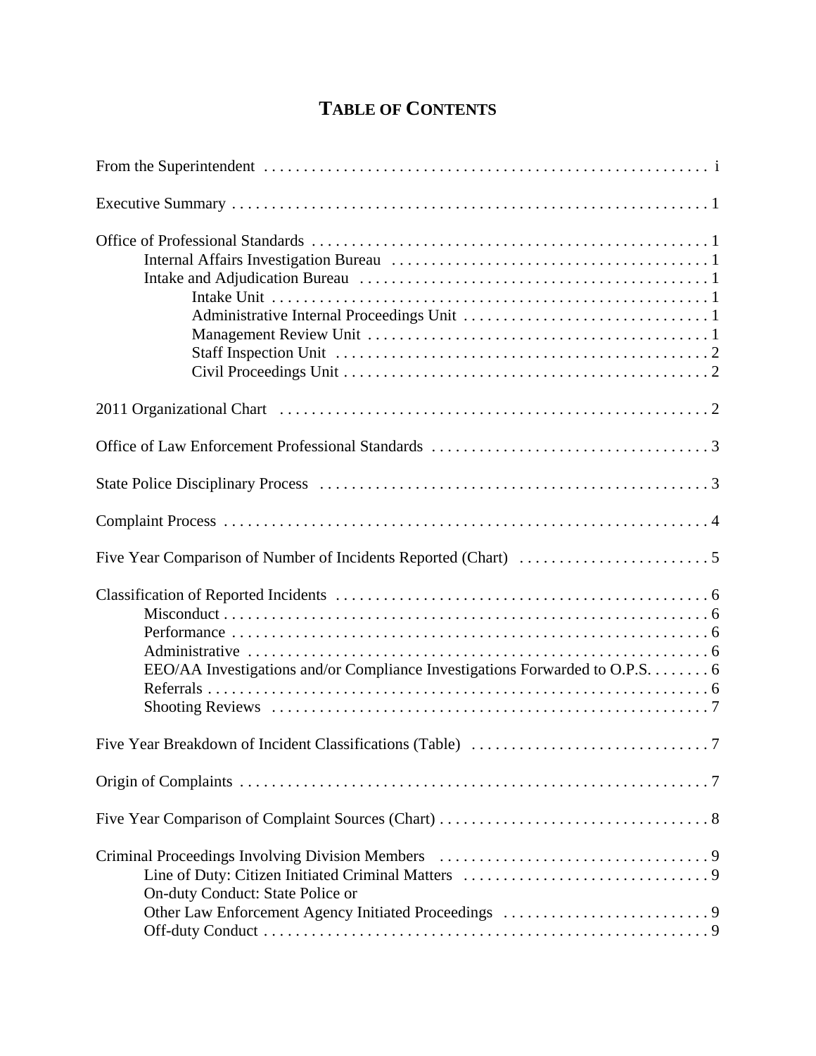# TABLE OF CONTENTS

From the Superintendent . . . . . . . . . . . . . . . . . . . . . . . . . . . . . . . . . . . . . . . . . . . . . . . . . . . . . i

Executive Summary . . . . . . . . . . . . . . . . . . . . . . . . . . . . . . . . . . . . . . . . . . . . . . . . . . . . . . . 1

Office of Professional Standards . . . . . . . . . . . . . . . . . . . . . . . . . . . . . . . . . . . . . . . . . . . . . . 1
- Internal Affairs Investigation Bureau . . . . . . . . . . . . . . . . . . . . . . . . . . . . . . . . . . . . . . . 1
- Intake and Adjudication Bureau . . . . . . . . . . . . . . . . . . . . . . . . . . . . . . . . . . . . . . . . . . . 1
  - Intake Unit . . . . . . . . . . . . . . . . . . . . . . . . . . . . . . . . . . . . . . . . . . . . . . . . . . . . . . . 1
  - Administrative Internal Proceedings Unit . . . . . . . . . . . . . . . . . . . . . . . . . . . . . . . . . 1
  - Management Review Unit . . . . . . . . . . . . . . . . . . . . . . . . . . . . . . . . . . . . . . . . . . . . 1
  - Staff Inspection Unit . . . . . . . . . . . . . . . . . . . . . . . . . . . . . . . . . . . . . . . . . . . . . . . . 2
  - Civil Proceedings Unit . . . . . . . . . . . . . . . . . . . . . . . . . . . . . . . . . . . . . . . . . . . . . . . 2

2011 Organizational Chart . . . . . . . . . . . . . . . . . . . . . . . . . . . . . . . . . . . . . . . . . . . . . . . . . . 2

Office of Law Enforcement Professional Standards . . . . . . . . . . . . . . . . . . . . . . . . . . . . . . . . . 3

State Police Disciplinary Process . . . . . . . . . . . . . . . . . . . . . . . . . . . . . . . . . . . . . . . . . . . . . . 3

Complaint Process . . . . . . . . . . . . . . . . . . . . . . . . . . . . . . . . . . . . . . . . . . . . . . . . . . . . . . . . 4

Five Year Comparison of Number of Incidents Reported (Chart) . . . . . . . . . . . . . . . . . . . . . . . . 5

Classification of Reported Incidents . . . . . . . . . . . . . . . . . . . . . . . . . . . . . . . . . . . . . . . . . . . . 6
- Misconduct . . . . . . . . . . . . . . . . . . . . . . . . . . . . . . . . . . . . . . . . . . . . . . . . . . . . . . . . . . . 6
- Performance . . . . . . . . . . . . . . . . . . . . . . . . . . . . . . . . . . . . . . . . . . . . . . . . . . . . . . . . . . 6
- Administrative . . . . . . . . . . . . . . . . . . . . . . . . . . . . . . . . . . . . . . . . . . . . . . . . . . . . . . . . 6
- EEO/AA Investigations and/or Compliance Investigations Forwarded to O.P.S. . . . . . . . . 6
- Referrals . . . . . . . . . . . . . . . . . . . . . . . . . . . . . . . . . . . . . . . . . . . . . . . . . . . . . . . . . . . . . 6
- Shooting Reviews . . . . . . . . . . . . . . . . . . . . . . . . . . . . . . . . . . . . . . . . . . . . . . . . . . . . . . 7

Five Year Breakdown of Incident Classifications (Table) . . . . . . . . . . . . . . . . . . . . . . . . . . . . . 7

Origin of Complaints . . . . . . . . . . . . . . . . . . . . . . . . . . . . . . . . . . . . . . . . . . . . . . . . . . . . . . . 7

Five Year Comparison of Complaint Sources (Chart) . . . . . . . . . . . . . . . . . . . . . . . . . . . . . . . . 8

Criminal Proceedings Involving Division Members . . . . . . . . . . . . . . . . . . . . . . . . . . . . . . . . . 9
- Line of Duty: Citizen Initiated Criminal Matters . . . . . . . . . . . . . . . . . . . . . . . . . . . . . . . 9
- On-duty Conduct: State Police or Other Law Enforcement Agency Initiated Proceedings . . . . . . . . . . . . . . . . . . . . . . . . . . 9
- Off-duty Conduct . . . . . . . . . . . . . . . . . . . . . . . . . . . . . . . . . . . . . . . . . . . . . . . . . . . . . . 9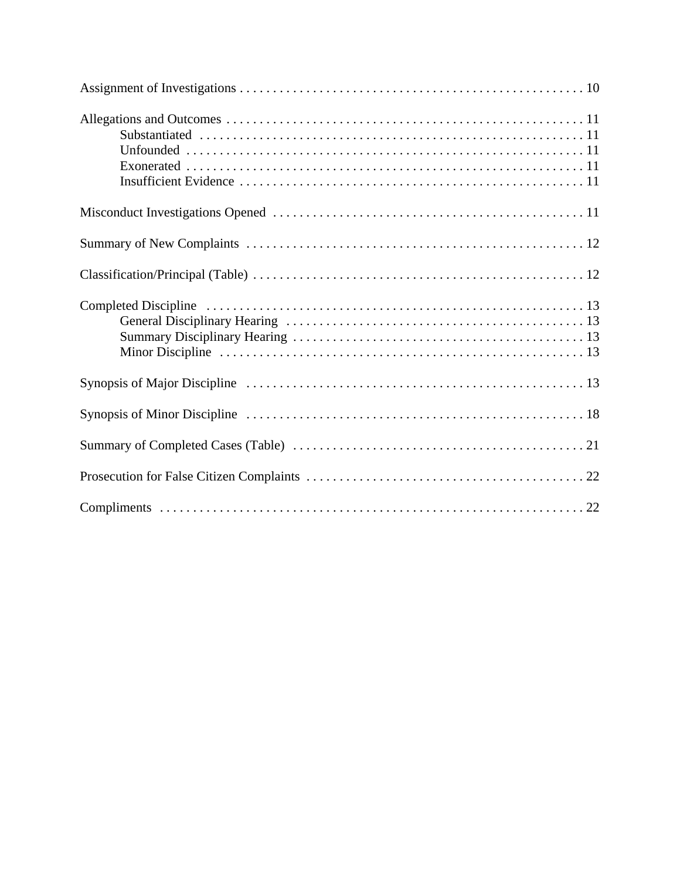Assignment of Investigations . . . . . . . . . . . . . . . . . . . . . . . . . . . . . . . . . . . . . . . . . . . . . . . . . . . . 10

Allegations and Outcomes . . . . . . . . . . . . . . . . . . . . . . . . . . . . . . . . . . . . . . . . . . . . . . . . . . . . . . 11
- Substantiated . . . . . . . . . . . . . . . . . . . . . . . . . . . . . . . . . . . . . . . . . . . . . . . . . . . . . . . . . . 11
- Unfounded . . . . . . . . . . . . . . . . . . . . . . . . . . . . . . . . . . . . . . . . . . . . . . . . . . . . . . . . . . . . 11
- Exonerated . . . . . . . . . . . . . . . . . . . . . . . . . . . . . . . . . . . . . . . . . . . . . . . . . . . . . . . . . . . . 11
- Insufficient Evidence . . . . . . . . . . . . . . . . . . . . . . . . . . . . . . . . . . . . . . . . . . . . . . . . . . . . 11

Misconduct Investigations Opened . . . . . . . . . . . . . . . . . . . . . . . . . . . . . . . . . . . . . . . . . . . . . . . 11

Summary of New Complaints . . . . . . . . . . . . . . . . . . . . . . . . . . . . . . . . . . . . . . . . . . . . . . . . . . . 12

Classification/Principal (Table) . . . . . . . . . . . . . . . . . . . . . . . . . . . . . . . . . . . . . . . . . . . . . . . . . . 12

Completed Discipline . . . . . . . . . . . . . . . . . . . . . . . . . . . . . . . . . . . . . . . . . . . . . . . . . . . . . . . . . 13
- General Disciplinary Hearing . . . . . . . . . . . . . . . . . . . . . . . . . . . . . . . . . . . . . . . . . . . . . 13
- Summary Disciplinary Hearing . . . . . . . . . . . . . . . . . . . . . . . . . . . . . . . . . . . . . . . . . . . . 13
- Minor Discipline . . . . . . . . . . . . . . . . . . . . . . . . . . . . . . . . . . . . . . . . . . . . . . . . . . . . . . . 13

Synopsis of Major Discipline . . . . . . . . . . . . . . . . . . . . . . . . . . . . . . . . . . . . . . . . . . . . . . . . . . . 13

Synopsis of Minor Discipline . . . . . . . . . . . . . . . . . . . . . . . . . . . . . . . . . . . . . . . . . . . . . . . . . . . 18

Summary of Completed Cases (Table) . . . . . . . . . . . . . . . . . . . . . . . . . . . . . . . . . . . . . . . . . . . . 21

Prosecution for False Citizen Complaints . . . . . . . . . . . . . . . . . . . . . . . . . . . . . . . . . . . . . . . . . . 22

Compliments . . . . . . . . . . . . . . . . . . . . . . . . . . . . . . . . . . . . . . . . . . . . . . . . . . . . . . . . . . . . . . . . 22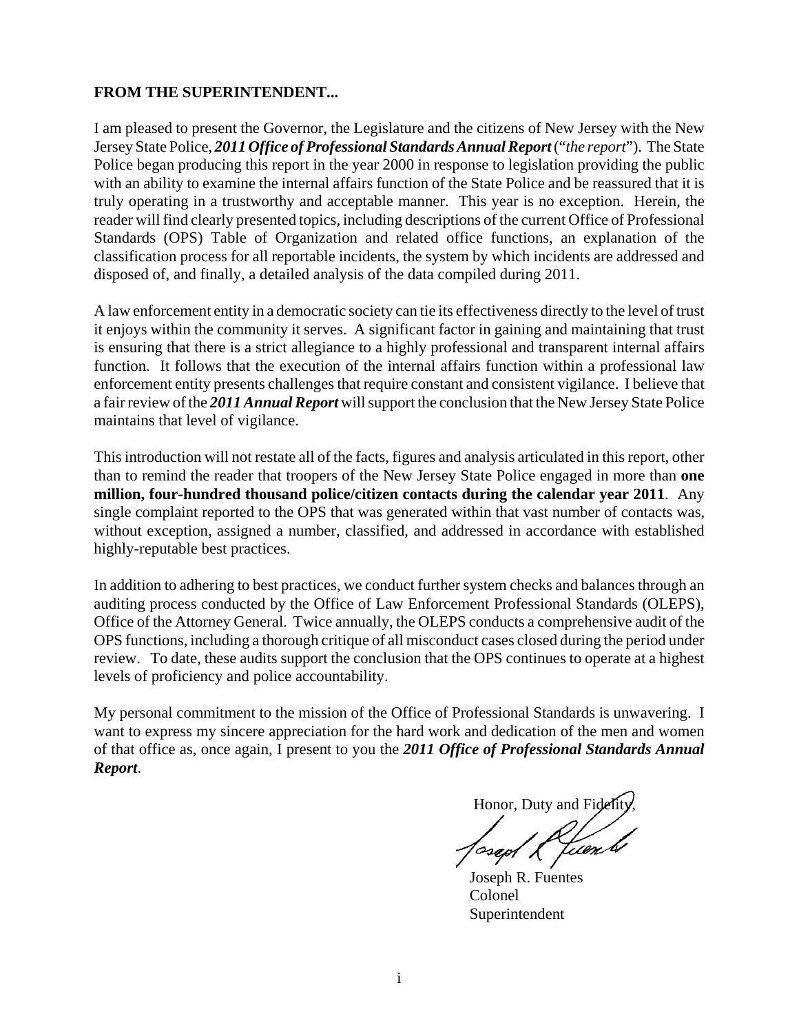**FROM THE SUPERINTENDENT...**

I am pleased to present the Governor, the Legislature and the citizens of New Jersey with the New Jersey State Police, ***2011 Office of Professional Standards Annual Report*** ("*the report*"). The State Police began producing this report in the year 2000 in response to legislation providing the public with an ability to examine the internal affairs function of the State Police and be reassured that it is truly operating in a trustworthy and acceptable manner. This year is no exception. Herein, the reader will find clearly presented topics, including descriptions of the current Office of Professional Standards (OPS) Table of Organization and related office functions, an explanation of the classification process for all reportable incidents, the system by which incidents are addressed and disposed of, and finally, a detailed analysis of the data compiled during 2011.

A law enforcement entity in a democratic society can tie its effectiveness directly to the level of trust it enjoys within the community it serves. A significant factor in gaining and maintaining that trust is ensuring that there is a strict allegiance to a highly professional and transparent internal affairs function. It follows that the execution of the internal affairs function within a professional law enforcement entity presents challenges that require constant and consistent vigilance. I believe that a fair review of the ***2011 Annual Report*** will support the conclusion that the New Jersey State Police maintains that level of vigilance.

This introduction will not restate all of the facts, figures and analysis articulated in this report, other than to remind the reader that troopers of the New Jersey State Police engaged in more than **one million, four-hundred thousand police/citizen contacts during the calendar year 2011**. Any single complaint reported to the OPS that was generated within that vast number of contacts was, without exception, assigned a number, classified, and addressed in accordance with established highly-reputable best practices.

In addition to adhering to best practices, we conduct further system checks and balances through an auditing process conducted by the Office of Law Enforcement Professional Standards (OLEPS), Office of the Attorney General. Twice annually, the OLEPS conducts a comprehensive audit of the OPS functions, including a thorough critique of all misconduct cases closed during the period under review. To date, these audits support the conclusion that the OPS continues to operate at a highest levels of proficiency and police accountability.

My personal commitment to the mission of the Office of Professional Standards is unwavering. I want to express my sincere appreciation for the hard work and dedication of the men and women of that office as, once again, I present to you the ***2011 Office of Professional Standards Annual Report***.

Honor, Duty and Fidelity,

Joseph R. Fuentes
Colonel
Superintendent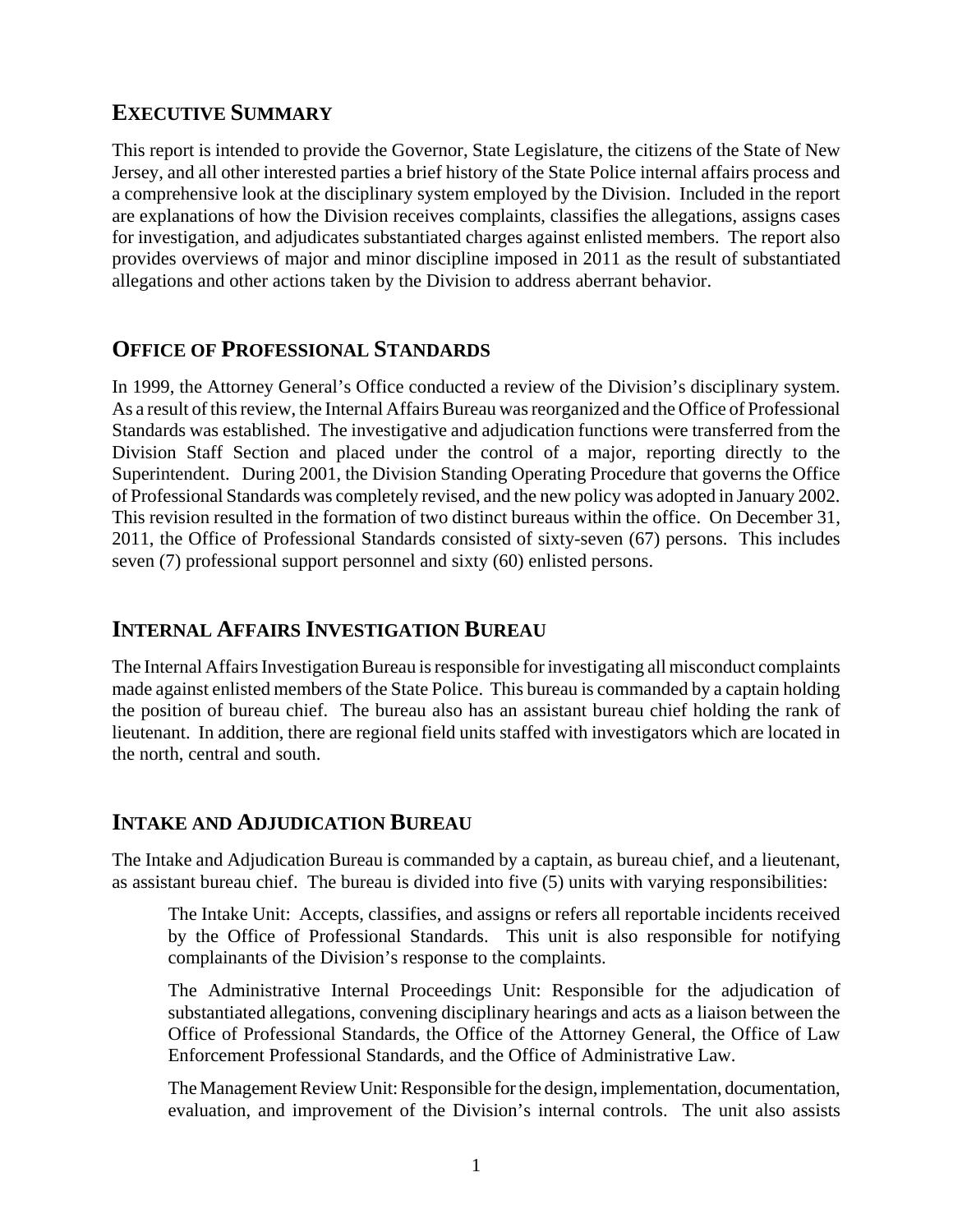## EXECUTIVE SUMMARY

This report is intended to provide the Governor, State Legislature, the citizens of the State of New Jersey, and all other interested parties a brief history of the State Police internal affairs process and a comprehensive look at the disciplinary system employed by the Division. Included in the report are explanations of how the Division receives complaints, classifies the allegations, assigns cases for investigation, and adjudicates substantiated charges against enlisted members. The report also provides overviews of major and minor discipline imposed in 2011 as the result of substantiated allegations and other actions taken by the Division to address aberrant behavior.

## OFFICE OF PROFESSIONAL STANDARDS

In 1999, the Attorney General's Office conducted a review of the Division's disciplinary system. As a result of this review, the Internal Affairs Bureau was reorganized and the Office of Professional Standards was established. The investigative and adjudication functions were transferred from the Division Staff Section and placed under the control of a major, reporting directly to the Superintendent. During 2001, the Division Standing Operating Procedure that governs the Office of Professional Standards was completely revised, and the new policy was adopted in January 2002. This revision resulted in the formation of two distinct bureaus within the office. On December 31, 2011, the Office of Professional Standards consisted of sixty-seven (67) persons. This includes seven (7) professional support personnel and sixty (60) enlisted persons.

## INTERNAL AFFAIRS INVESTIGATION BUREAU

The Internal Affairs Investigation Bureau is responsible for investigating all misconduct complaints made against enlisted members of the State Police. This bureau is commanded by a captain holding the position of bureau chief. The bureau also has an assistant bureau chief holding the rank of lieutenant. In addition, there are regional field units staffed with investigators which are located in the north, central and south.

## INTAKE AND ADJUDICATION BUREAU

The Intake and Adjudication Bureau is commanded by a captain, as bureau chief, and a lieutenant, as assistant bureau chief. The bureau is divided into five (5) units with varying responsibilities:

The Intake Unit: Accepts, classifies, and assigns or refers all reportable incidents received by the Office of Professional Standards. This unit is also responsible for notifying complainants of the Division's response to the complaints.

The Administrative Internal Proceedings Unit: Responsible for the adjudication of substantiated allegations, convening disciplinary hearings and acts as a liaison between the Office of Professional Standards, the Office of the Attorney General, the Office of Law Enforcement Professional Standards, and the Office of Administrative Law.

The Management Review Unit: Responsible for the design, implementation, documentation, evaluation, and improvement of the Division's internal controls. The unit also assists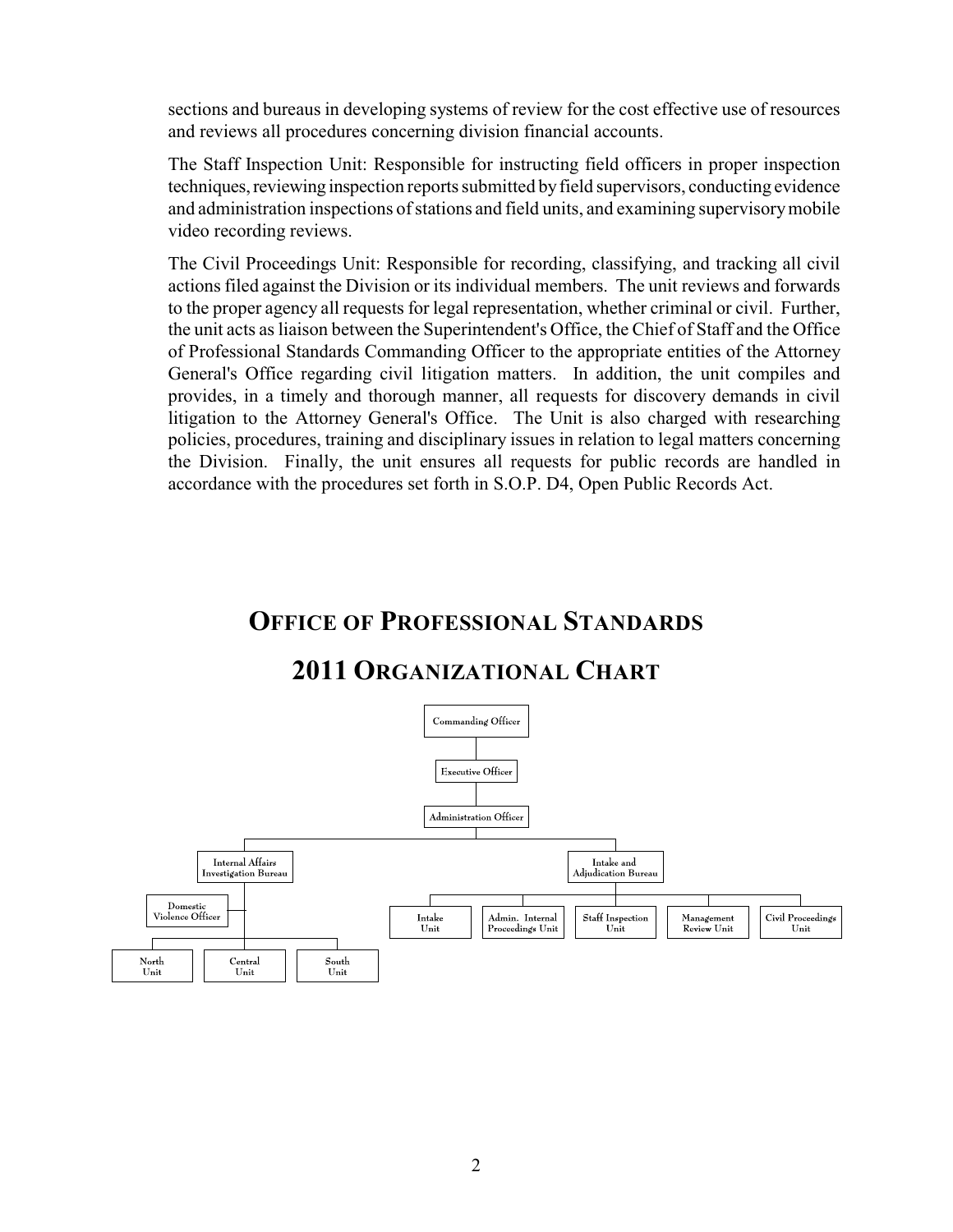sections and bureaus in developing systems of review for the cost effective use of resources and reviews all procedures concerning division financial accounts.

The Staff Inspection Unit: Responsible for instructing field officers in proper inspection techniques, reviewing inspection reports submitted by field supervisors, conducting evidence and administration inspections of stations and field units, and examining supervisory mobile video recording reviews.

The Civil Proceedings Unit: Responsible for recording, classifying, and tracking all civil actions filed against the Division or its individual members. The unit reviews and forwards to the proper agency all requests for legal representation, whether criminal or civil. Further, the unit acts as liaison between the Superintendent's Office, the Chief of Staff and the Office of Professional Standards Commanding Officer to the appropriate entities of the Attorney General's Office regarding civil litigation matters. In addition, the unit compiles and provides, in a timely and thorough manner, all requests for discovery demands in civil litigation to the Attorney General's Office. The Unit is also charged with researching policies, procedures, training and disciplinary issues in relation to legal matters concerning the Division. Finally, the unit ensures all requests for public records are handled in accordance with the procedures set forth in S.O.P. D4, Open Public Records Act.

## OFFICE OF PROFESSIONAL STANDARDS

## 2011 ORGANIZATIONAL CHART

- Commanding Officer
  - Executive Officer
    - Administration Officer
      - Internal Affairs Investigation Bureau
        - Domestic Violence Officer
        - North Unit
        - Central Unit
        - South Unit
      - Intake and Adjudication Bureau
        - Intake Unit
        - Admin. Internal Proceedings Unit
        - Staff Inspection Unit
        - Management Review Unit
        - Civil Proceedings Unit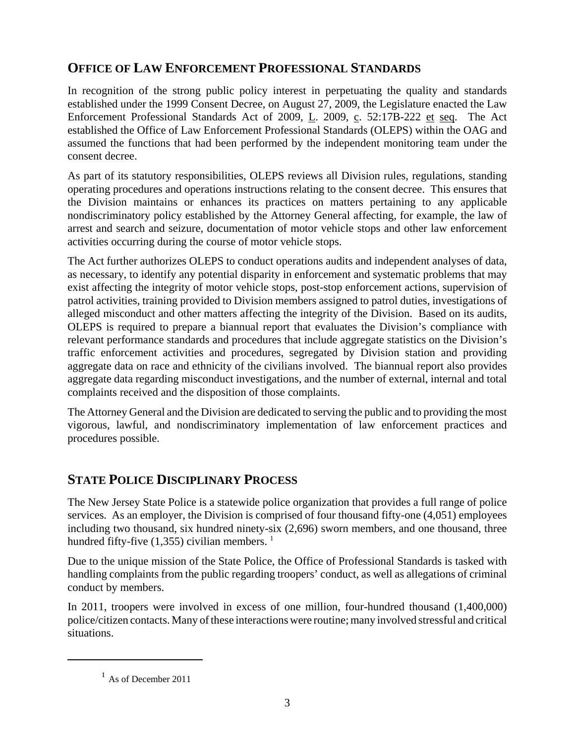## OFFICE OF LAW ENFORCEMENT PROFESSIONAL STANDARDS

In recognition of the strong public policy interest in perpetuating the quality and standards established under the 1999 Consent Decree, on August 27, 2009, the Legislature enacted the Law Enforcement Professional Standards Act of 2009, L. 2009, c. 52:17B-222 et seq. The Act established the Office of Law Enforcement Professional Standards (OLEPS) within the OAG and assumed the functions that had been performed by the independent monitoring team under the consent decree.

As part of its statutory responsibilities, OLEPS reviews all Division rules, regulations, standing operating procedures and operations instructions relating to the consent decree. This ensures that the Division maintains or enhances its practices on matters pertaining to any applicable nondiscriminatory policy established by the Attorney General affecting, for example, the law of arrest and search and seizure, documentation of motor vehicle stops and other law enforcement activities occurring during the course of motor vehicle stops.

The Act further authorizes OLEPS to conduct operations audits and independent analyses of data, as necessary, to identify any potential disparity in enforcement and systematic problems that may exist affecting the integrity of motor vehicle stops, post-stop enforcement actions, supervision of patrol activities, training provided to Division members assigned to patrol duties, investigations of alleged misconduct and other matters affecting the integrity of the Division. Based on its audits, OLEPS is required to prepare a biannual report that evaluates the Division's compliance with relevant performance standards and procedures that include aggregate statistics on the Division's traffic enforcement activities and procedures, segregated by Division station and providing aggregate data on race and ethnicity of the civilians involved. The biannual report also provides aggregate data regarding misconduct investigations, and the number of external, internal and total complaints received and the disposition of those complaints.

The Attorney General and the Division are dedicated to serving the public and to providing the most vigorous, lawful, and nondiscriminatory implementation of law enforcement practices and procedures possible.

## STATE POLICE DISCIPLINARY PROCESS

The New Jersey State Police is a statewide police organization that provides a full range of police services. As an employer, the Division is comprised of four thousand fifty-one (4,051) employees including two thousand, six hundred ninety-six (2,696) sworn members, and one thousand, three hundred fifty-five (1,355) civilian members. [1]

Due to the unique mission of the State Police, the Office of Professional Standards is tasked with handling complaints from the public regarding troopers' conduct, as well as allegations of criminal conduct by members.

In 2011, troopers were involved in excess of one million, four-hundred thousand (1,400,000) police/citizen contacts. Many of these interactions were routine; many involved stressful and critical situations.

---

[1] As of December 2011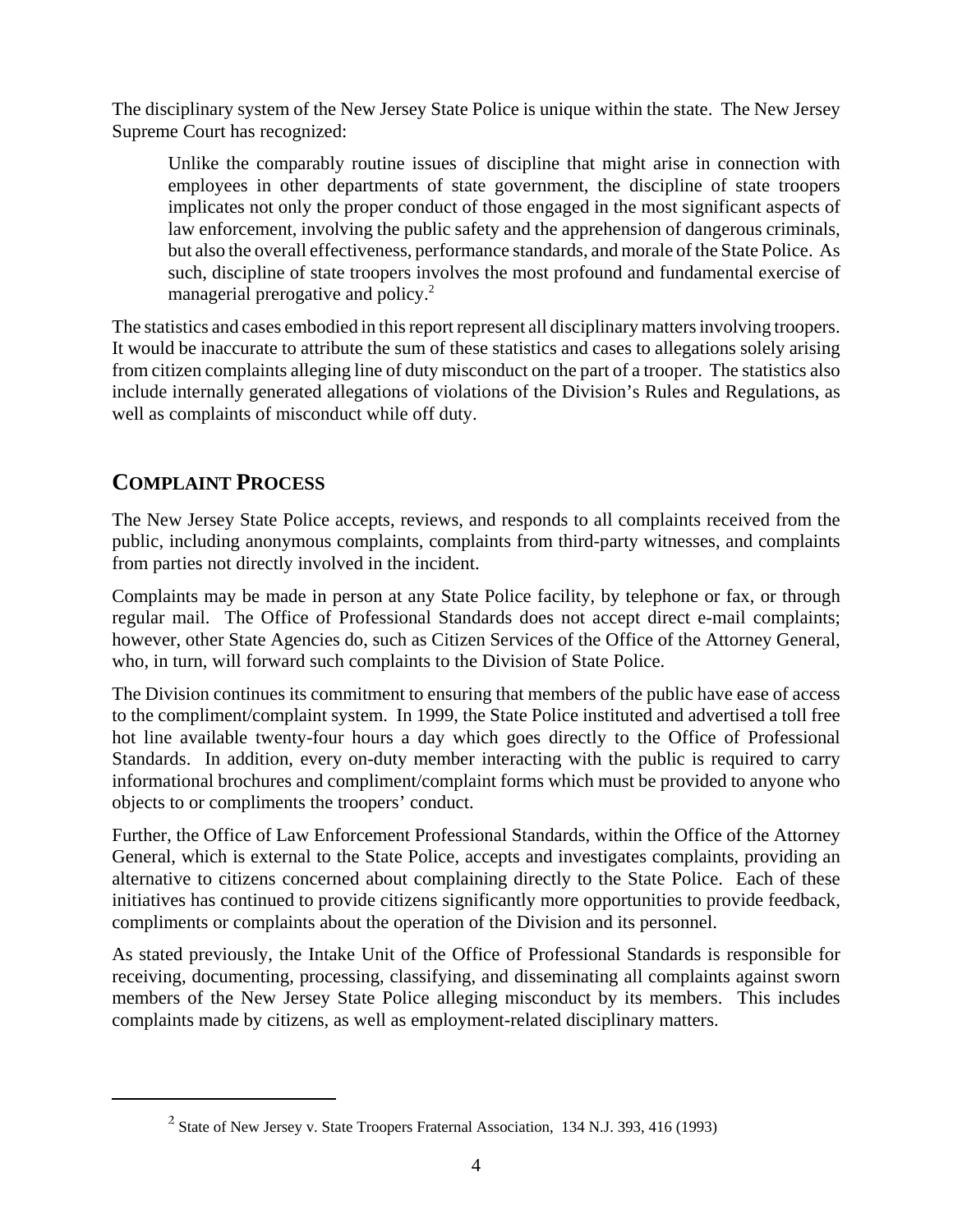The disciplinary system of the New Jersey State Police is unique within the state. The New Jersey Supreme Court has recognized:

> Unlike the comparably routine issues of discipline that might arise in connection with employees in other departments of state government, the discipline of state troopers implicates not only the proper conduct of those engaged in the most significant aspects of law enforcement, involving the public safety and the apprehension of dangerous criminals, but also the overall effectiveness, performance standards, and morale of the State Police. As such, discipline of state troopers involves the most profound and fundamental exercise of managerial prerogative and policy.[2]

The statistics and cases embodied in this report represent all disciplinary matters involving troopers. It would be inaccurate to attribute the sum of these statistics and cases to allegations solely arising from citizen complaints alleging line of duty misconduct on the part of a trooper. The statistics also include internally generated allegations of violations of the Division's Rules and Regulations, as well as complaints of misconduct while off duty.

## COMPLAINT PROCESS

The New Jersey State Police accepts, reviews, and responds to all complaints received from the public, including anonymous complaints, complaints from third-party witnesses, and complaints from parties not directly involved in the incident.

Complaints may be made in person at any State Police facility, by telephone or fax, or through regular mail. The Office of Professional Standards does not accept direct e-mail complaints; however, other State Agencies do, such as Citizen Services of the Office of the Attorney General, who, in turn, will forward such complaints to the Division of State Police.

The Division continues its commitment to ensuring that members of the public have ease of access to the compliment/complaint system. In 1999, the State Police instituted and advertised a toll free hot line available twenty-four hours a day which goes directly to the Office of Professional Standards. In addition, every on-duty member interacting with the public is required to carry informational brochures and compliment/complaint forms which must be provided to anyone who objects to or compliments the troopers' conduct.

Further, the Office of Law Enforcement Professional Standards, within the Office of the Attorney General, which is external to the State Police, accepts and investigates complaints, providing an alternative to citizens concerned about complaining directly to the State Police. Each of these initiatives has continued to provide citizens significantly more opportunities to provide feedback, compliments or complaints about the operation of the Division and its personnel.

As stated previously, the Intake Unit of the Office of Professional Standards is responsible for receiving, documenting, processing, classifying, and disseminating all complaints against sworn members of the New Jersey State Police alleging misconduct by its members. This includes complaints made by citizens, as well as employment-related disciplinary matters.

---

[2] State of New Jersey v. State Troopers Fraternal Association, 134 N.J. 393, 416 (1993)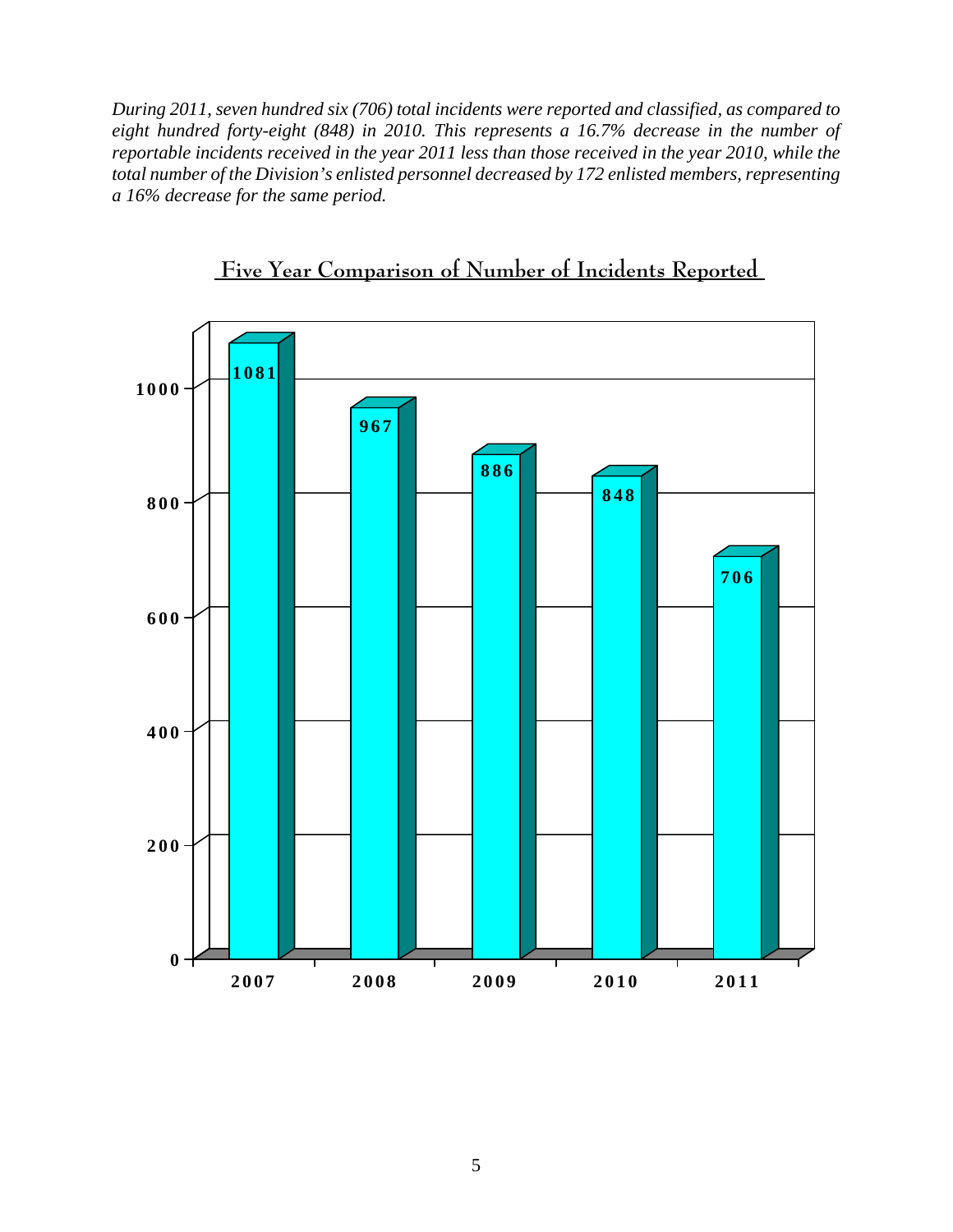*During 2011, seven hundred six (706) total incidents were reported and classified, as compared to eight hundred forty-eight (848) in 2010. This represents a 16.7% decrease in the number of reportable incidents received in the year 2011 less than those received in the year 2010, while the total number of the Division's enlisted personnel decreased by 172 enlisted members, representing a 16% decrease for the same period.*

## Five Year Comparison of Number of Incidents Reported

| Year | Incidents Reported |
|---|---|
| 2007 | 1081 |
| 2008 | 967 |
| 2009 | 886 |
| 2010 | 848 |
| 2011 | 706 |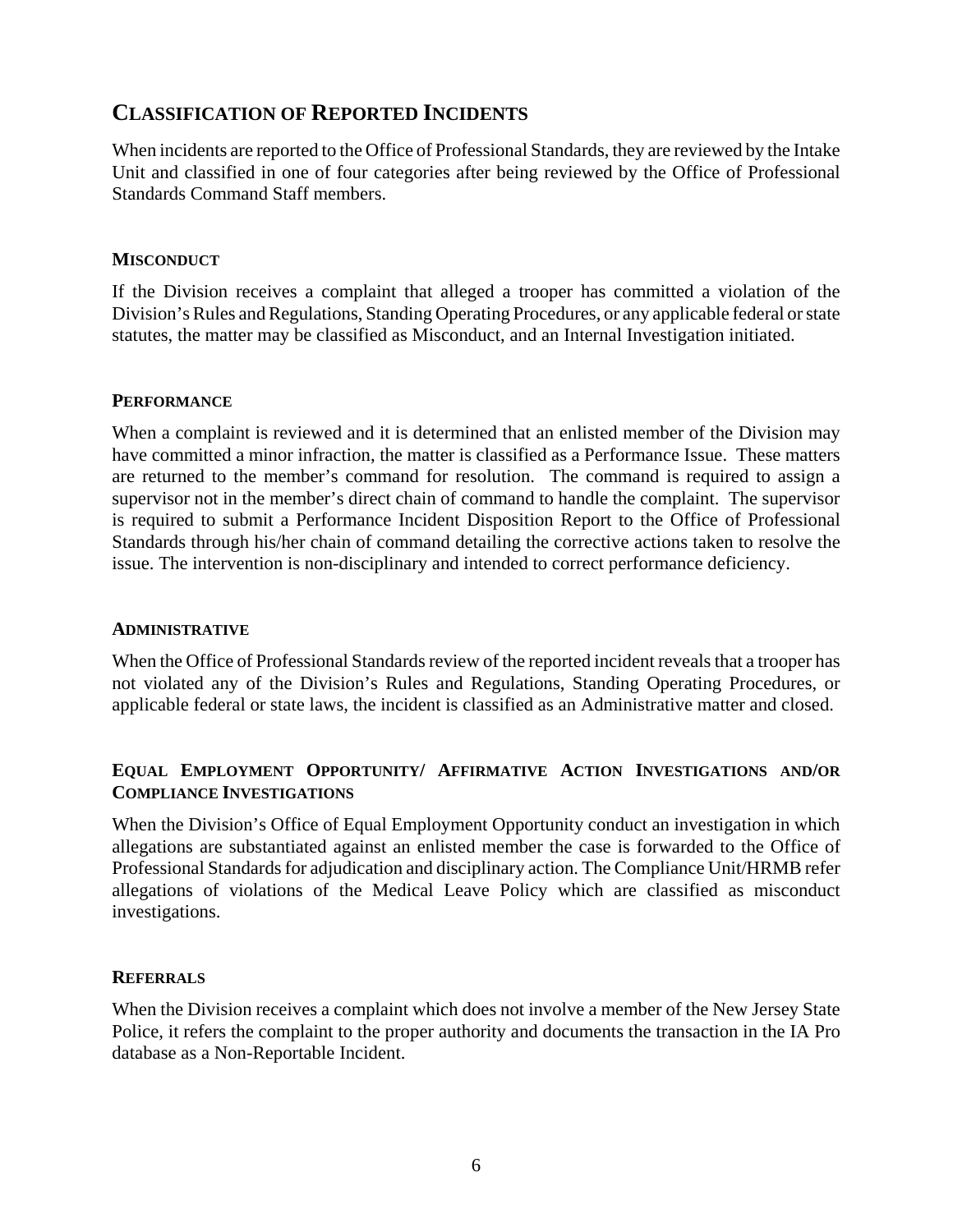## CLASSIFICATION OF REPORTED INCIDENTS

When incidents are reported to the Office of Professional Standards, they are reviewed by the Intake Unit and classified in one of four categories after being reviewed by the Office of Professional Standards Command Staff members.

### MISCONDUCT

If the Division receives a complaint that alleged a trooper has committed a violation of the Division's Rules and Regulations, Standing Operating Procedures, or any applicable federal or state statutes, the matter may be classified as Misconduct, and an Internal Investigation initiated.

### PERFORMANCE

When a complaint is reviewed and it is determined that an enlisted member of the Division may have committed a minor infraction, the matter is classified as a Performance Issue. These matters are returned to the member's command for resolution. The command is required to assign a supervisor not in the member's direct chain of command to handle the complaint. The supervisor is required to submit a Performance Incident Disposition Report to the Office of Professional Standards through his/her chain of command detailing the corrective actions taken to resolve the issue. The intervention is non-disciplinary and intended to correct performance deficiency.

### ADMINISTRATIVE

When the Office of Professional Standards review of the reported incident reveals that a trooper has not violated any of the Division's Rules and Regulations, Standing Operating Procedures, or applicable federal or state laws, the incident is classified as an Administrative matter and closed.

### EQUAL EMPLOYMENT OPPORTUNITY/ AFFIRMATIVE ACTION INVESTIGATIONS AND/OR COMPLIANCE INVESTIGATIONS

When the Division's Office of Equal Employment Opportunity conduct an investigation in which allegations are substantiated against an enlisted member the case is forwarded to the Office of Professional Standards for adjudication and disciplinary action. The Compliance Unit/HRMB refer allegations of violations of the Medical Leave Policy which are classified as misconduct investigations.

### REFERRALS

When the Division receives a complaint which does not involve a member of the New Jersey State Police, it refers the complaint to the proper authority and documents the transaction in the IA Pro database as a Non-Reportable Incident.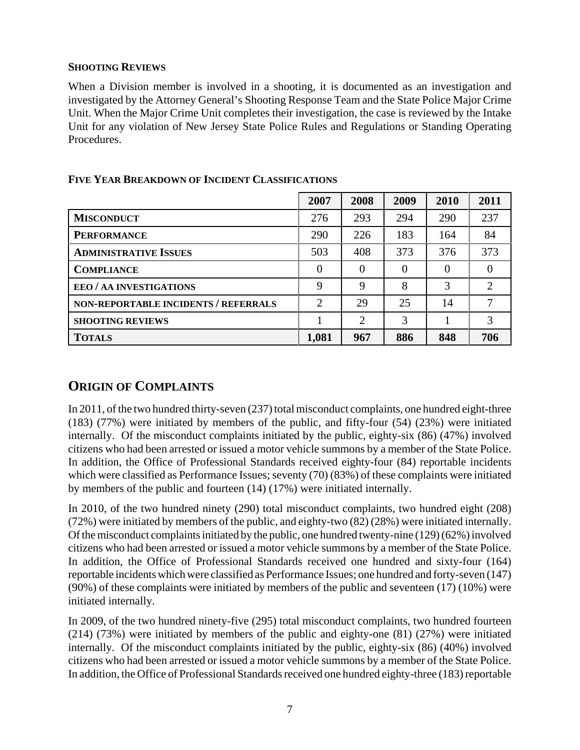### Shooting Reviews

When a Division member is involved in a shooting, it is documented as an investigation and investigated by the Attorney General's Shooting Response Team and the State Police Major Crime Unit. When the Major Crime Unit completes their investigation, the case is reviewed by the Intake Unit for any violation of New Jersey State Police Rules and Regulations or Standing Operating Procedures.

### Five Year Breakdown of Incident Classifications

| | 2007 | 2008 | 2009 | 2010 | 2011 |
|---|---|---|---|---|---|
| **Misconduct** | 276 | 293 | 294 | 290 | 237 |
| **Performance** | 290 | 226 | 183 | 164 | 84 |
| **Administrative Issues** | 503 | 408 | 373 | 376 | 373 |
| **Compliance** | 0 | 0 | 0 | 0 | 0 |
| **EEO / AA Investigations** | 9 | 9 | 8 | 3 | 2 |
| **Non-Reportable Incidents / Referrals** | 2 | 29 | 25 | 14 | 7 |
| **Shooting Reviews** | 1 | 2 | 3 | 1 | 3 |
| **Totals** | **1,081** | **967** | **886** | **848** | **706** |

## Origin of Complaints

In 2011, of the two hundred thirty-seven (237) total misconduct complaints, one hundred eight-three (183) (77%) were initiated by members of the public, and fifty-four (54) (23%) were initiated internally. Of the misconduct complaints initiated by the public, eighty-six (86) (47%) involved citizens who had been arrested or issued a motor vehicle summons by a member of the State Police. In addition, the Office of Professional Standards received eighty-four (84) reportable incidents which were classified as Performance Issues; seventy (70) (83%) of these complaints were initiated by members of the public and fourteen (14) (17%) were initiated internally.

In 2010, of the two hundred ninety (290) total misconduct complaints, two hundred eight (208) (72%) were initiated by members of the public, and eighty-two (82) (28%) were initiated internally. Of the misconduct complaints initiated by the public, one hundred twenty-nine (129) (62%) involved citizens who had been arrested or issued a motor vehicle summons by a member of the State Police. In addition, the Office of Professional Standards received one hundred and sixty-four (164) reportable incidents which were classified as Performance Issues; one hundred and forty-seven (147) (90%) of these complaints were initiated by members of the public and seventeen (17) (10%) were initiated internally.

In 2009, of the two hundred ninety-five (295) total misconduct complaints, two hundred fourteen (214) (73%) were initiated by members of the public and eighty-one (81) (27%) were initiated internally. Of the misconduct complaints initiated by the public, eighty-six (86) (40%) involved citizens who had been arrested or issued a motor vehicle summons by a member of the State Police. In addition, the Office of Professional Standards received one hundred eighty-three (183) reportable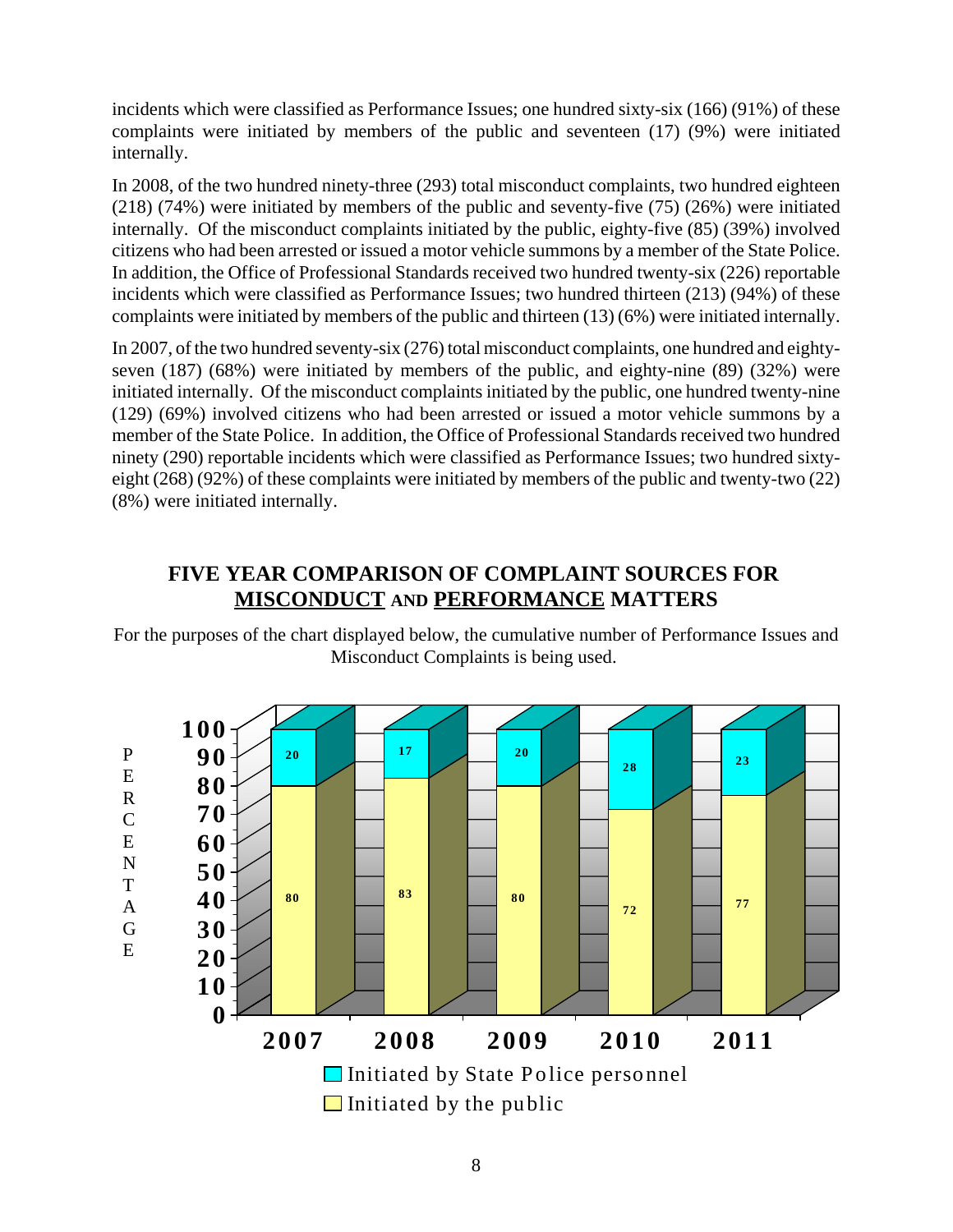incidents which were classified as Performance Issues; one hundred sixty-six (166) (91%) of these complaints were initiated by members of the public and seventeen (17) (9%) were initiated internally.

In 2008, of the two hundred ninety-three (293) total misconduct complaints, two hundred eighteen (218) (74%) were initiated by members of the public and seventy-five (75) (26%) were initiated internally. Of the misconduct complaints initiated by the public, eighty-five (85) (39%) involved citizens who had been arrested or issued a motor vehicle summons by a member of the State Police. In addition, the Office of Professional Standards received two hundred twenty-six (226) reportable incidents which were classified as Performance Issues; two hundred thirteen (213) (94%) of these complaints were initiated by members of the public and thirteen (13) (6%) were initiated internally.

In 2007, of the two hundred seventy-six (276) total misconduct complaints, one hundred and eighty-seven (187) (68%) were initiated by members of the public, and eighty-nine (89) (32%) were initiated internally. Of the misconduct complaints initiated by the public, one hundred twenty-nine (129) (69%) involved citizens who had been arrested or issued a motor vehicle summons by a member of the State Police. In addition, the Office of Professional Standards received two hundred ninety (290) reportable incidents which were classified as Performance Issues; two hundred sixty-eight (268) (92%) of these complaints were initiated by members of the public and twenty-two (22) (8%) were initiated internally.

## FIVE YEAR COMPARISON OF COMPLAINT SOURCES FOR MISCONDUCT AND PERFORMANCE MATTERS

For the purposes of the chart displayed below, the cumulative number of Performance Issues and Misconduct Complaints is being used.

| PERCENTAGE | 2007 | 2008 | 2009 | 2010 | 2011 |
|---|---|---|---|---|---|
| Initiated by State Police personnel | 20 | 17 | 20 | 28 | 23 |
| Initiated by the public | 80 | 83 | 80 | 72 | 77 |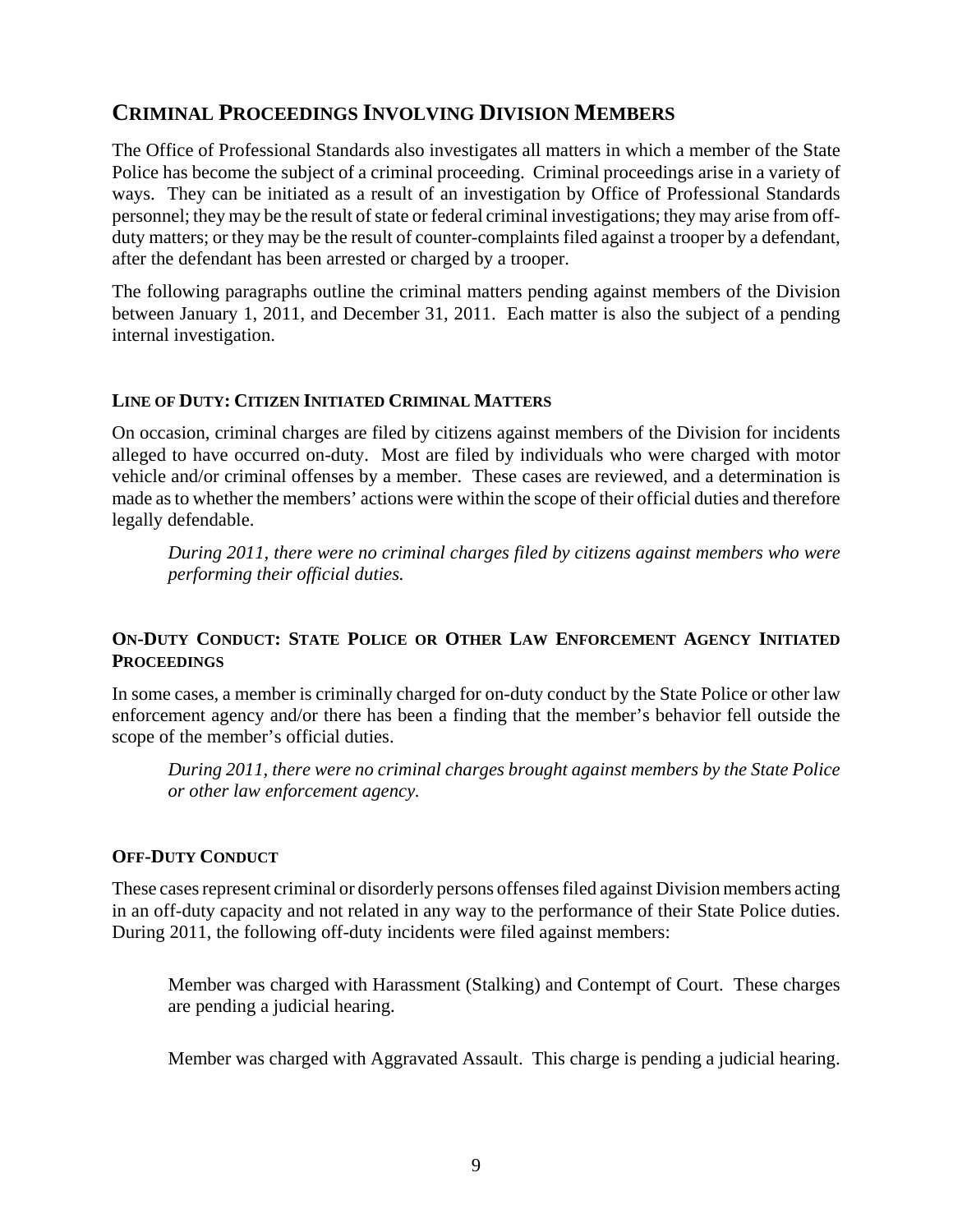## Criminal Proceedings Involving Division Members

The Office of Professional Standards also investigates all matters in which a member of the State Police has become the subject of a criminal proceeding. Criminal proceedings arise in a variety of ways. They can be initiated as a result of an investigation by Office of Professional Standards personnel; they may be the result of state or federal criminal investigations; they may arise from off-duty matters; or they may be the result of counter-complaints filed against a trooper by a defendant, after the defendant has been arrested or charged by a trooper.

The following paragraphs outline the criminal matters pending against members of the Division between January 1, 2011, and December 31, 2011. Each matter is also the subject of a pending internal investigation.

### Line of Duty: Citizen Initiated Criminal Matters

On occasion, criminal charges are filed by citizens against members of the Division for incidents alleged to have occurred on-duty. Most are filed by individuals who were charged with motor vehicle and/or criminal offenses by a member. These cases are reviewed, and a determination is made as to whether the members' actions were within the scope of their official duties and therefore legally defendable.

> *During 2011, there were no criminal charges filed by citizens against members who were performing their official duties.*

### On-Duty Conduct: State Police or Other Law Enforcement Agency Initiated Proceedings

In some cases, a member is criminally charged for on-duty conduct by the State Police or other law enforcement agency and/or there has been a finding that the member's behavior fell outside the scope of the member's official duties.

> *During 2011, there were no criminal charges brought against members by the State Police or other law enforcement agency.*

### Off-Duty Conduct

These cases represent criminal or disorderly persons offenses filed against Division members acting in an off-duty capacity and not related in any way to the performance of their State Police duties. During 2011, the following off-duty incidents were filed against members:

> Member was charged with Harassment (Stalking) and Contempt of Court. These charges are pending a judicial hearing.

> Member was charged with Aggravated Assault. This charge is pending a judicial hearing.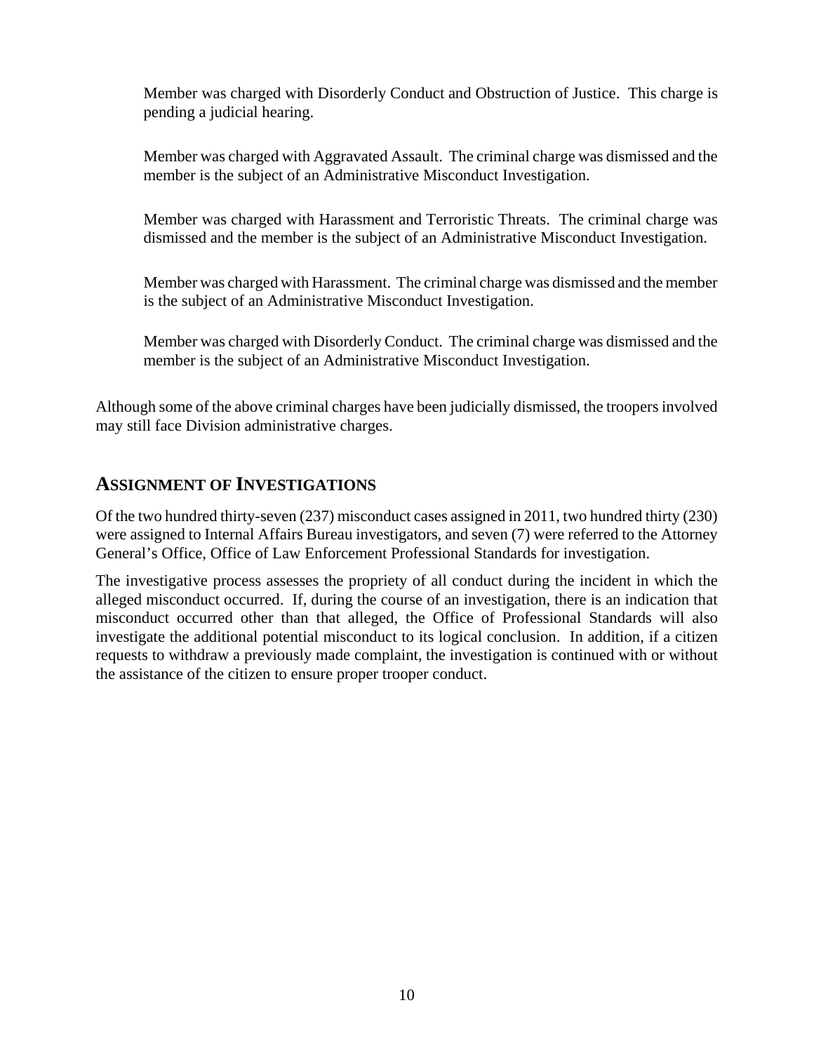Member was charged with Disorderly Conduct and Obstruction of Justice. This charge is pending a judicial hearing.

Member was charged with Aggravated Assault. The criminal charge was dismissed and the member is the subject of an Administrative Misconduct Investigation.

Member was charged with Harassment and Terroristic Threats. The criminal charge was dismissed and the member is the subject of an Administrative Misconduct Investigation.

Member was charged with Harassment. The criminal charge was dismissed and the member is the subject of an Administrative Misconduct Investigation.

Member was charged with Disorderly Conduct. The criminal charge was dismissed and the member is the subject of an Administrative Misconduct Investigation.

Although some of the above criminal charges have been judicially dismissed, the troopers involved may still face Division administrative charges.

## ASSIGNMENT OF INVESTIGATIONS

Of the two hundred thirty-seven (237) misconduct cases assigned in 2011, two hundred thirty (230) were assigned to Internal Affairs Bureau investigators, and seven (7) were referred to the Attorney General's Office, Office of Law Enforcement Professional Standards for investigation.

The investigative process assesses the propriety of all conduct during the incident in which the alleged misconduct occurred. If, during the course of an investigation, there is an indication that misconduct occurred other than that alleged, the Office of Professional Standards will also investigate the additional potential misconduct to its logical conclusion. In addition, if a citizen requests to withdraw a previously made complaint, the investigation is continued with or without the assistance of the citizen to ensure proper trooper conduct.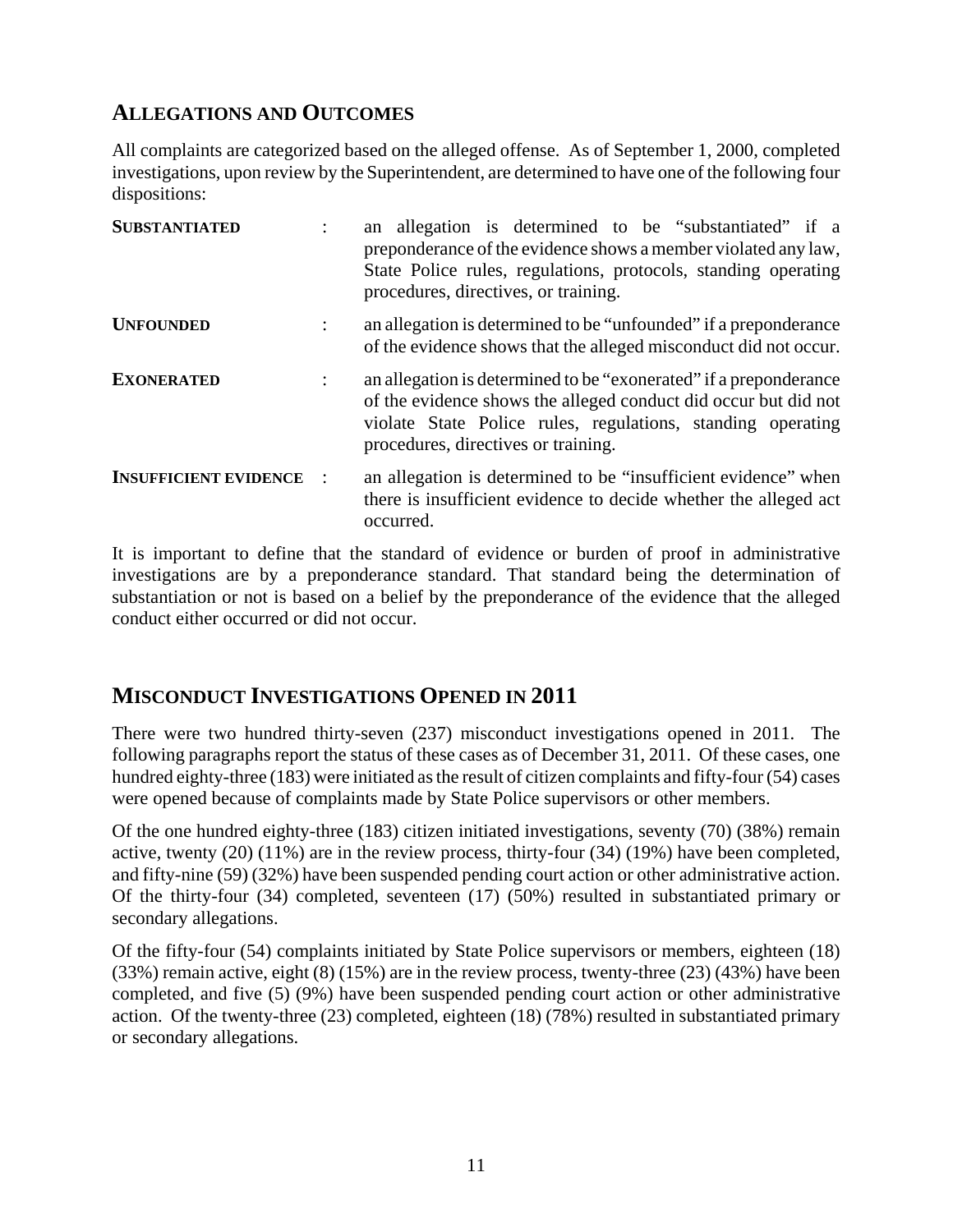## Allegations and Outcomes

All complaints are categorized based on the alleged offense. As of September 1, 2000, completed investigations, upon review by the Superintendent, are determined to have one of the following four dispositions:

**Substantiated** : an allegation is determined to be "substantiated" if a preponderance of the evidence shows a member violated any law, State Police rules, regulations, protocols, standing operating procedures, directives, or training.

**Unfounded** : an allegation is determined to be "unfounded" if a preponderance of the evidence shows that the alleged misconduct did not occur.

**Exonerated** : an allegation is determined to be "exonerated" if a preponderance of the evidence shows the alleged conduct did occur but did not violate State Police rules, regulations, standing operating procedures, directives or training.

**Insufficient Evidence** : an allegation is determined to be "insufficient evidence" when there is insufficient evidence to decide whether the alleged act occurred.

It is important to define that the standard of evidence or burden of proof in administrative investigations are by a preponderance standard. That standard being the determination of substantiation or not is based on a belief by the preponderance of the evidence that the alleged conduct either occurred or did not occur.

## Misconduct Investigations Opened in 2011

There were two hundred thirty-seven (237) misconduct investigations opened in 2011. The following paragraphs report the status of these cases as of December 31, 2011. Of these cases, one hundred eighty-three (183) were initiated as the result of citizen complaints and fifty-four (54) cases were opened because of complaints made by State Police supervisors or other members.

Of the one hundred eighty-three (183) citizen initiated investigations, seventy (70) (38%) remain active, twenty (20) (11%) are in the review process, thirty-four (34) (19%) have been completed, and fifty-nine (59) (32%) have been suspended pending court action or other administrative action. Of the thirty-four (34) completed, seventeen (17) (50%) resulted in substantiated primary or secondary allegations.

Of the fifty-four (54) complaints initiated by State Police supervisors or members, eighteen (18) (33%) remain active, eight (8) (15%) are in the review process, twenty-three (23) (43%) have been completed, and five (5) (9%) have been suspended pending court action or other administrative action. Of the twenty-three (23) completed, eighteen (18) (78%) resulted in substantiated primary or secondary allegations.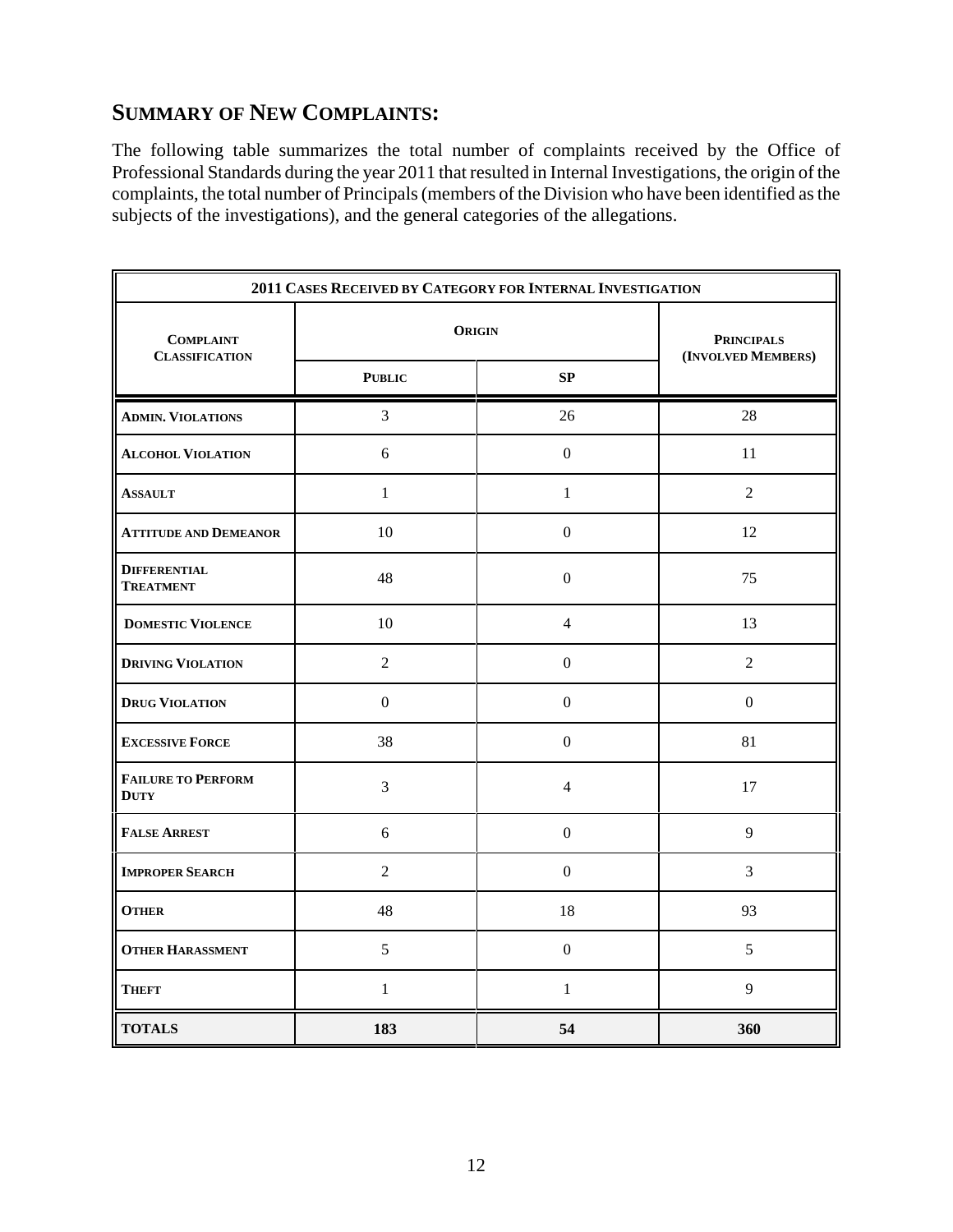## SUMMARY OF NEW COMPLAINTS:

The following table summarizes the total number of complaints received by the Office of Professional Standards during the year 2011 that resulted in Internal Investigations, the origin of the complaints, the total number of Principals (members of the Division who have been identified as the subjects of the investigations), and the general categories of the allegations.

| 2011 CASES RECEIVED BY CATEGORY FOR INTERNAL INVESTIGATION | | | |
|---|---|---|---|
| COMPLAINT CLASSIFICATION | ORIGIN | | PRINCIPALS (INVOLVED MEMBERS) |
| | PUBLIC | SP | |
| ADMIN. VIOLATIONS | 3 | 26 | 28 |
| ALCOHOL VIOLATION | 6 | 0 | 11 |
| ASSAULT | 1 | 1 | 2 |
| ATTITUDE AND DEMEANOR | 10 | 0 | 12 |
| DIFFERENTIAL TREATMENT | 48 | 0 | 75 |
| DOMESTIC VIOLENCE | 10 | 4 | 13 |
| DRIVING VIOLATION | 2 | 0 | 2 |
| DRUG VIOLATION | 0 | 0 | 0 |
| EXCESSIVE FORCE | 38 | 0 | 81 |
| FAILURE TO PERFORM DUTY | 3 | 4 | 17 |
| FALSE ARREST | 6 | 0 | 9 |
| IMPROPER SEARCH | 2 | 0 | 3 |
| OTHER | 48 | 18 | 93 |
| OTHER HARASSMENT | 5 | 0 | 5 |
| THEFT | 1 | 1 | 9 |
| **TOTALS** | **183** | **54** | **360** |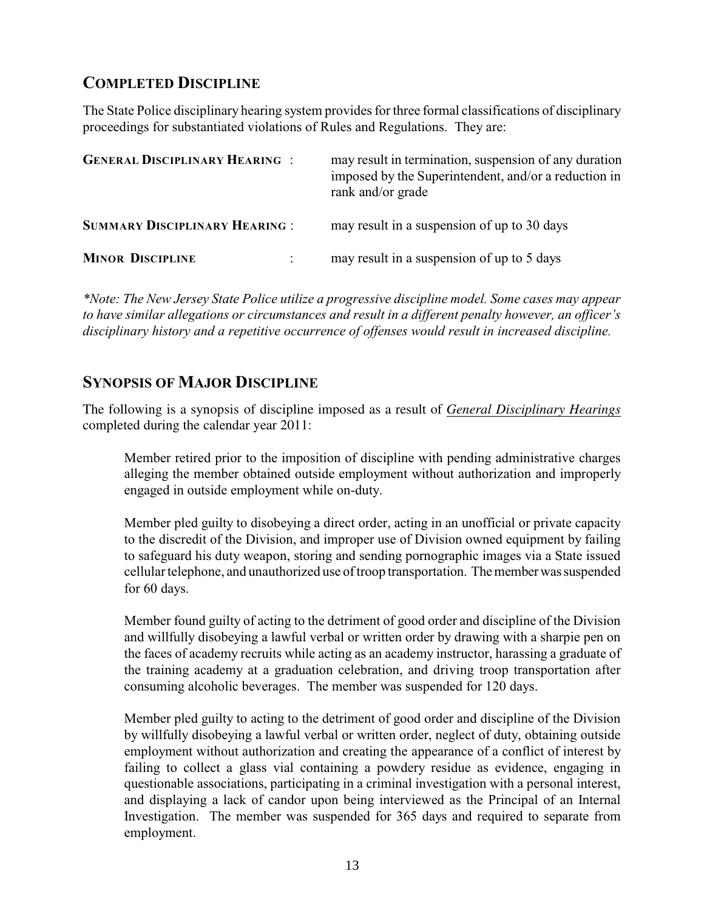## COMPLETED DISCIPLINE

The State Police disciplinary hearing system provides for three formal classifications of disciplinary proceedings for substantiated violations of Rules and Regulations. They are:

| | |
|---|---|
| **GENERAL DISCIPLINARY HEARING** : | may result in termination, suspension of any duration imposed by the Superintendent, and/or a reduction in rank and/or grade |
| **SUMMARY DISCIPLINARY HEARING** : | may result in a suspension of up to 30 days |
| **MINOR DISCIPLINE** : | may result in a suspension of up to 5 days |

*\*Note: The New Jersey State Police utilize a progressive discipline model. Some cases may appear to have similar allegations or circumstances and result in a different penalty however, an officer's disciplinary history and a repetitive occurrence of offenses would result in increased discipline.*

## SYNOPSIS OF MAJOR DISCIPLINE

The following is a synopsis of discipline imposed as a result of ***General Disciplinary Hearings*** completed during the calendar year 2011:

Member retired prior to the imposition of discipline with pending administrative charges alleging the member obtained outside employment without authorization and improperly engaged in outside employment while on-duty.

Member pled guilty to disobeying a direct order, acting in an unofficial or private capacity to the discredit of the Division, and improper use of Division owned equipment by failing to safeguard his duty weapon, storing and sending pornographic images via a State issued cellular telephone, and unauthorized use of troop transportation. The member was suspended for 60 days.

Member found guilty of acting to the detriment of good order and discipline of the Division and willfully disobeying a lawful verbal or written order by drawing with a sharpie pen on the faces of academy recruits while acting as an academy instructor, harassing a graduate of the training academy at a graduation celebration, and driving troop transportation after consuming alcoholic beverages. The member was suspended for 120 days.

Member pled guilty to acting to the detriment of good order and discipline of the Division by willfully disobeying a lawful verbal or written order, neglect of duty, obtaining outside employment without authorization and creating the appearance of a conflict of interest by failing to collect a glass vial containing a powdery residue as evidence, engaging in questionable associations, participating in a criminal investigation with a personal interest, and displaying a lack of candor upon being interviewed as the Principal of an Internal Investigation. The member was suspended for 365 days and required to separate from employment.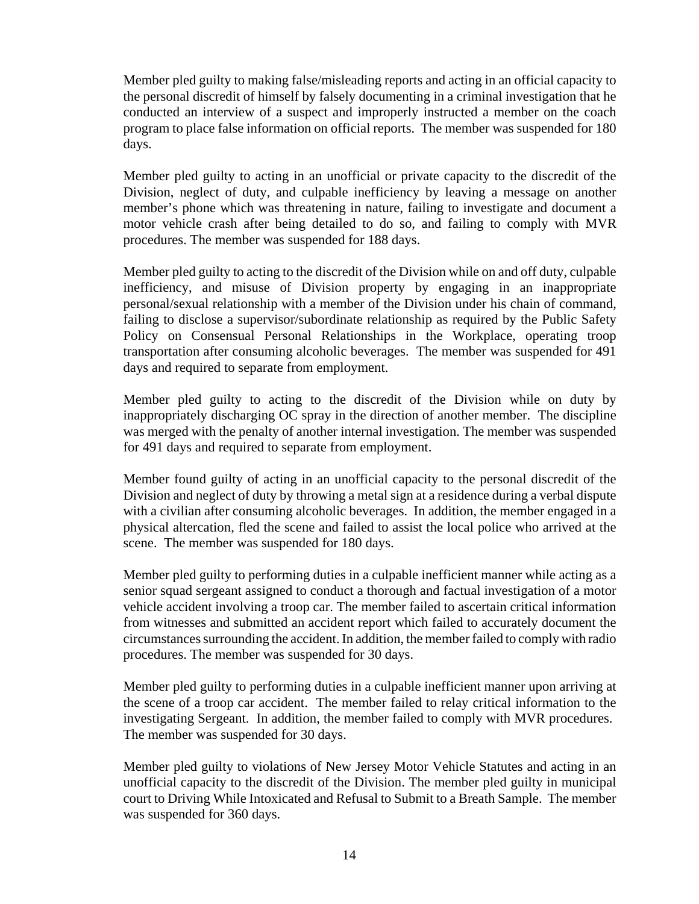Member pled guilty to making false/misleading reports and acting in an official capacity to the personal discredit of himself by falsely documenting in a criminal investigation that he conducted an interview of a suspect and improperly instructed a member on the coach program to place false information on official reports. The member was suspended for 180 days.

Member pled guilty to acting in an unofficial or private capacity to the discredit of the Division, neglect of duty, and culpable inefficiency by leaving a message on another member's phone which was threatening in nature, failing to investigate and document a motor vehicle crash after being detailed to do so, and failing to comply with MVR procedures. The member was suspended for 188 days.

Member pled guilty to acting to the discredit of the Division while on and off duty, culpable inefficiency, and misuse of Division property by engaging in an inappropriate personal/sexual relationship with a member of the Division under his chain of command, failing to disclose a supervisor/subordinate relationship as required by the Public Safety Policy on Consensual Personal Relationships in the Workplace, operating troop transportation after consuming alcoholic beverages. The member was suspended for 491 days and required to separate from employment.

Member pled guilty to acting to the discredit of the Division while on duty by inappropriately discharging OC spray in the direction of another member. The discipline was merged with the penalty of another internal investigation. The member was suspended for 491 days and required to separate from employment.

Member found guilty of acting in an unofficial capacity to the personal discredit of the Division and neglect of duty by throwing a metal sign at a residence during a verbal dispute with a civilian after consuming alcoholic beverages. In addition, the member engaged in a physical altercation, fled the scene and failed to assist the local police who arrived at the scene. The member was suspended for 180 days.

Member pled guilty to performing duties in a culpable inefficient manner while acting as a senior squad sergeant assigned to conduct a thorough and factual investigation of a motor vehicle accident involving a troop car. The member failed to ascertain critical information from witnesses and submitted an accident report which failed to accurately document the circumstances surrounding the accident. In addition, the member failed to comply with radio procedures. The member was suspended for 30 days.

Member pled guilty to performing duties in a culpable inefficient manner upon arriving at the scene of a troop car accident. The member failed to relay critical information to the investigating Sergeant. In addition, the member failed to comply with MVR procedures. The member was suspended for 30 days.

Member pled guilty to violations of New Jersey Motor Vehicle Statutes and acting in an unofficial capacity to the discredit of the Division. The member pled guilty in municipal court to Driving While Intoxicated and Refusal to Submit to a Breath Sample. The member was suspended for 360 days.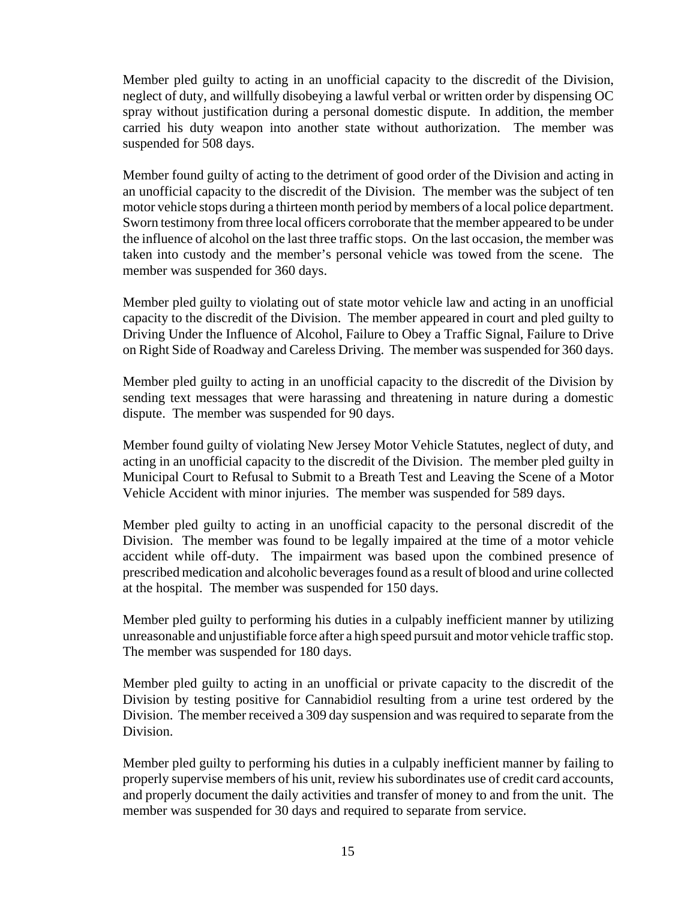Member pled guilty to acting in an unofficial capacity to the discredit of the Division, neglect of duty, and willfully disobeying a lawful verbal or written order by dispensing OC spray without justification during a personal domestic dispute. In addition, the member carried his duty weapon into another state without authorization. The member was suspended for 508 days.

Member found guilty of acting to the detriment of good order of the Division and acting in an unofficial capacity to the discredit of the Division. The member was the subject of ten motor vehicle stops during a thirteen month period by members of a local police department. Sworn testimony from three local officers corroborate that the member appeared to be under the influence of alcohol on the last three traffic stops. On the last occasion, the member was taken into custody and the member's personal vehicle was towed from the scene. The member was suspended for 360 days.

Member pled guilty to violating out of state motor vehicle law and acting in an unofficial capacity to the discredit of the Division. The member appeared in court and pled guilty to Driving Under the Influence of Alcohol, Failure to Obey a Traffic Signal, Failure to Drive on Right Side of Roadway and Careless Driving. The member was suspended for 360 days.

Member pled guilty to acting in an unofficial capacity to the discredit of the Division by sending text messages that were harassing and threatening in nature during a domestic dispute. The member was suspended for 90 days.

Member found guilty of violating New Jersey Motor Vehicle Statutes, neglect of duty, and acting in an unofficial capacity to the discredit of the Division. The member pled guilty in Municipal Court to Refusal to Submit to a Breath Test and Leaving the Scene of a Motor Vehicle Accident with minor injuries. The member was suspended for 589 days.

Member pled guilty to acting in an unofficial capacity to the personal discredit of the Division. The member was found to be legally impaired at the time of a motor vehicle accident while off-duty. The impairment was based upon the combined presence of prescribed medication and alcoholic beverages found as a result of blood and urine collected at the hospital. The member was suspended for 150 days.

Member pled guilty to performing his duties in a culpably inefficient manner by utilizing unreasonable and unjustifiable force after a high speed pursuit and motor vehicle traffic stop. The member was suspended for 180 days.

Member pled guilty to acting in an unofficial or private capacity to the discredit of the Division by testing positive for Cannabidiol resulting from a urine test ordered by the Division. The member received a 309 day suspension and was required to separate from the Division.

Member pled guilty to performing his duties in a culpably inefficient manner by failing to properly supervise members of his unit, review his subordinates use of credit card accounts, and properly document the daily activities and transfer of money to and from the unit. The member was suspended for 30 days and required to separate from service.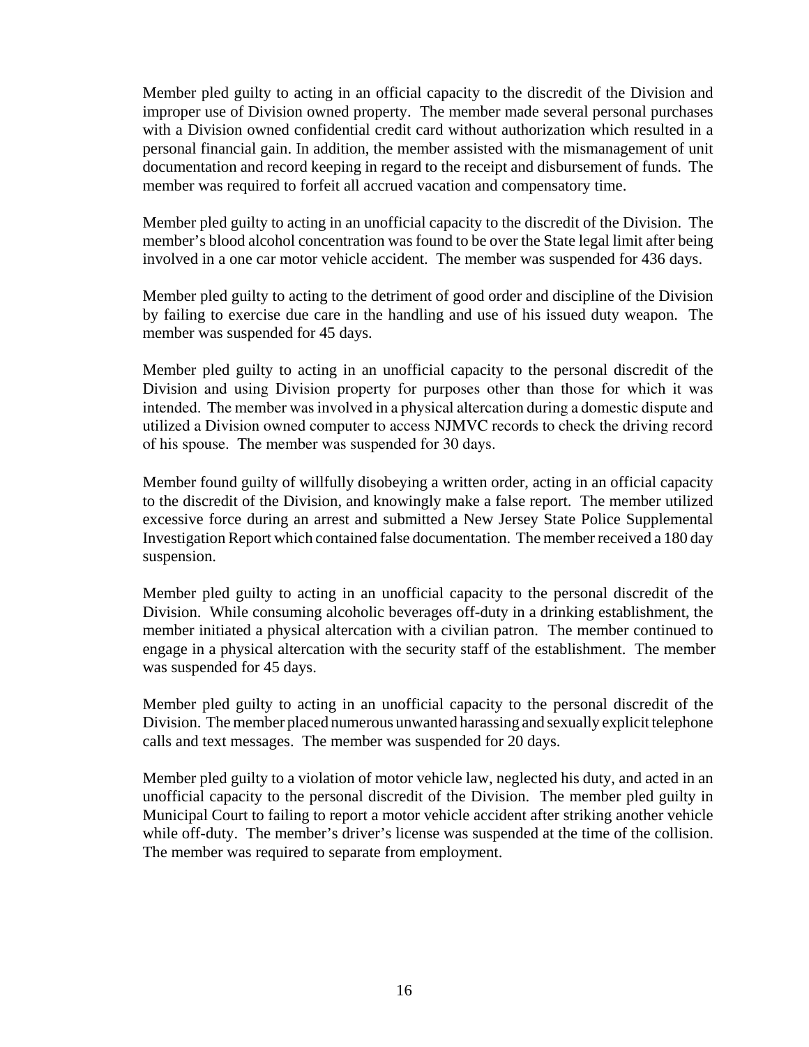Member pled guilty to acting in an official capacity to the discredit of the Division and improper use of Division owned property. The member made several personal purchases with a Division owned confidential credit card without authorization which resulted in a personal financial gain. In addition, the member assisted with the mismanagement of unit documentation and record keeping in regard to the receipt and disbursement of funds. The member was required to forfeit all accrued vacation and compensatory time.

Member pled guilty to acting in an unofficial capacity to the discredit of the Division. The member's blood alcohol concentration was found to be over the State legal limit after being involved in a one car motor vehicle accident. The member was suspended for 436 days.

Member pled guilty to acting to the detriment of good order and discipline of the Division by failing to exercise due care in the handling and use of his issued duty weapon. The member was suspended for 45 days.

Member pled guilty to acting in an unofficial capacity to the personal discredit of the Division and using Division property for purposes other than those for which it was intended. The member was involved in a physical altercation during a domestic dispute and utilized a Division owned computer to access NJMVC records to check the driving record of his spouse. The member was suspended for 30 days.

Member found guilty of willfully disobeying a written order, acting in an official capacity to the discredit of the Division, and knowingly make a false report. The member utilized excessive force during an arrest and submitted a New Jersey State Police Supplemental Investigation Report which contained false documentation. The member received a 180 day suspension.

Member pled guilty to acting in an unofficial capacity to the personal discredit of the Division. While consuming alcoholic beverages off-duty in a drinking establishment, the member initiated a physical altercation with a civilian patron. The member continued to engage in a physical altercation with the security staff of the establishment. The member was suspended for 45 days.

Member pled guilty to acting in an unofficial capacity to the personal discredit of the Division. The member placed numerous unwanted harassing and sexually explicit telephone calls and text messages. The member was suspended for 20 days.

Member pled guilty to a violation of motor vehicle law, neglected his duty, and acted in an unofficial capacity to the personal discredit of the Division. The member pled guilty in Municipal Court to failing to report a motor vehicle accident after striking another vehicle while off-duty. The member's driver's license was suspended at the time of the collision. The member was required to separate from employment.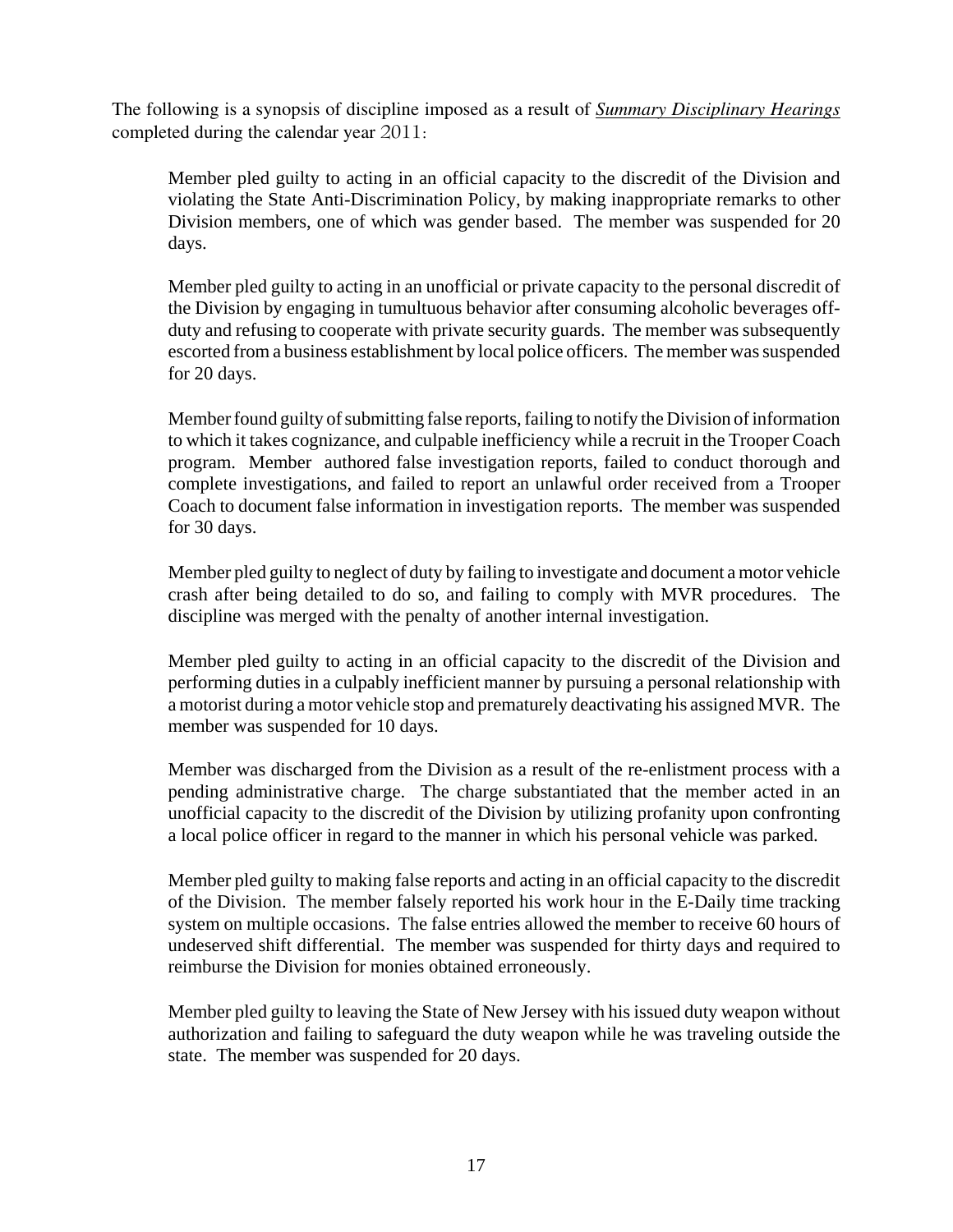The following is a synopsis of discipline imposed as a result of ***Summary Disciplinary Hearings*** completed during the calendar year 2011:

Member pled guilty to acting in an official capacity to the discredit of the Division and violating the State Anti-Discrimination Policy, by making inappropriate remarks to other Division members, one of which was gender based. The member was suspended for 20 days.

Member pled guilty to acting in an unofficial or private capacity to the personal discredit of the Division by engaging in tumultuous behavior after consuming alcoholic beverages off-duty and refusing to cooperate with private security guards. The member was subsequently escorted from a business establishment by local police officers. The member was suspended for 20 days.

Member found guilty of submitting false reports, failing to notify the Division of information to which it takes cognizance, and culpable inefficiency while a recruit in the Trooper Coach program. Member authored false investigation reports, failed to conduct thorough and complete investigations, and failed to report an unlawful order received from a Trooper Coach to document false information in investigation reports. The member was suspended for 30 days.

Member pled guilty to neglect of duty by failing to investigate and document a motor vehicle crash after being detailed to do so, and failing to comply with MVR procedures. The discipline was merged with the penalty of another internal investigation.

Member pled guilty to acting in an official capacity to the discredit of the Division and performing duties in a culpably inefficient manner by pursuing a personal relationship with a motorist during a motor vehicle stop and prematurely deactivating his assigned MVR. The member was suspended for 10 days.

Member was discharged from the Division as a result of the re-enlistment process with a pending administrative charge. The charge substantiated that the member acted in an unofficial capacity to the discredit of the Division by utilizing profanity upon confronting a local police officer in regard to the manner in which his personal vehicle was parked.

Member pled guilty to making false reports and acting in an official capacity to the discredit of the Division. The member falsely reported his work hour in the E-Daily time tracking system on multiple occasions. The false entries allowed the member to receive 60 hours of undeserved shift differential. The member was suspended for thirty days and required to reimburse the Division for monies obtained erroneously.

Member pled guilty to leaving the State of New Jersey with his issued duty weapon without authorization and failing to safeguard the duty weapon while he was traveling outside the state. The member was suspended for 20 days.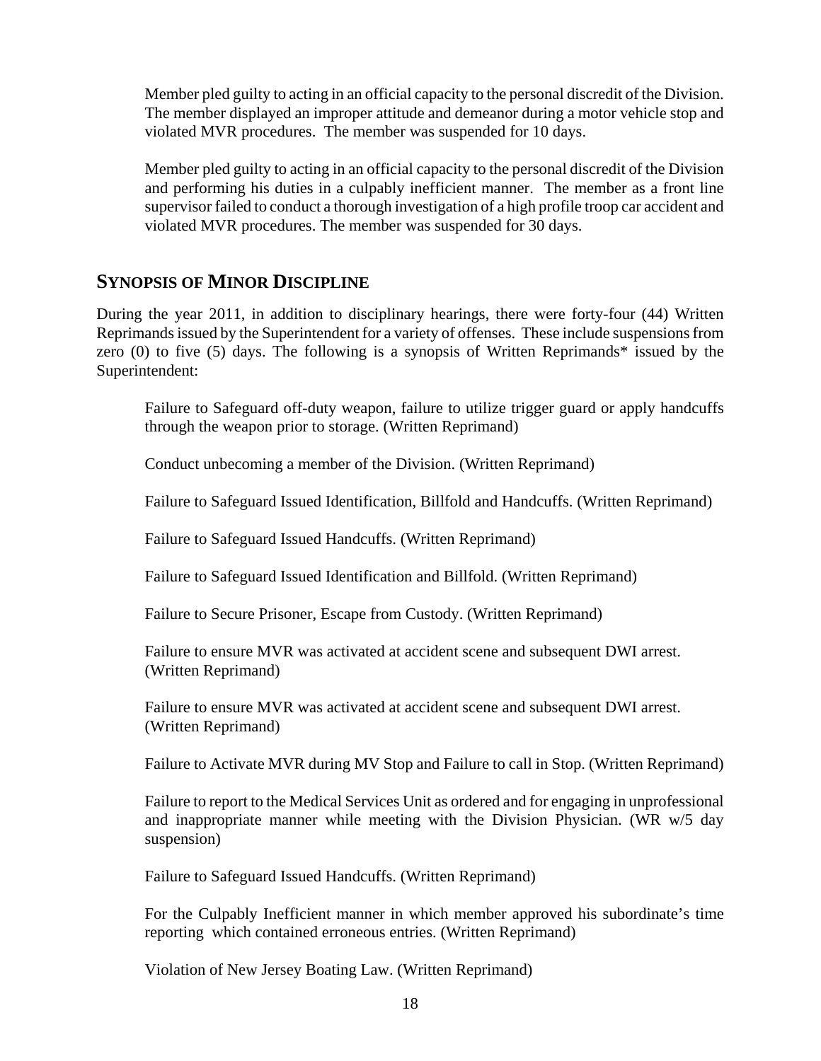Member pled guilty to acting in an official capacity to the personal discredit of the Division. The member displayed an improper attitude and demeanor during a motor vehicle stop and violated MVR procedures. The member was suspended for 10 days.

Member pled guilty to acting in an official capacity to the personal discredit of the Division and performing his duties in a culpably inefficient manner. The member as a front line supervisor failed to conduct a thorough investigation of a high profile troop car accident and violated MVR procedures. The member was suspended for 30 days.

## SYNOPSIS OF MINOR DISCIPLINE

During the year 2011, in addition to disciplinary hearings, there were forty-four (44) Written Reprimands issued by the Superintendent for a variety of offenses. These include suspensions from zero (0) to five (5) days. The following is a synopsis of Written Reprimands* issued by the Superintendent:

Failure to Safeguard off-duty weapon, failure to utilize trigger guard or apply handcuffs through the weapon prior to storage. (Written Reprimand)

Conduct unbecoming a member of the Division. (Written Reprimand)

Failure to Safeguard Issued Identification, Billfold and Handcuffs. (Written Reprimand)

Failure to Safeguard Issued Handcuffs. (Written Reprimand)

Failure to Safeguard Issued Identification and Billfold. (Written Reprimand)

Failure to Secure Prisoner, Escape from Custody. (Written Reprimand)

Failure to ensure MVR was activated at accident scene and subsequent DWI arrest. (Written Reprimand)

Failure to ensure MVR was activated at accident scene and subsequent DWI arrest. (Written Reprimand)

Failure to Activate MVR during MV Stop and Failure to call in Stop. (Written Reprimand)

Failure to report to the Medical Services Unit as ordered and for engaging in unprofessional and inappropriate manner while meeting with the Division Physician. (WR w/5 day suspension)

Failure to Safeguard Issued Handcuffs. (Written Reprimand)

For the Culpably Inefficient manner in which member approved his subordinate's time reporting which contained erroneous entries. (Written Reprimand)

Violation of New Jersey Boating Law. (Written Reprimand)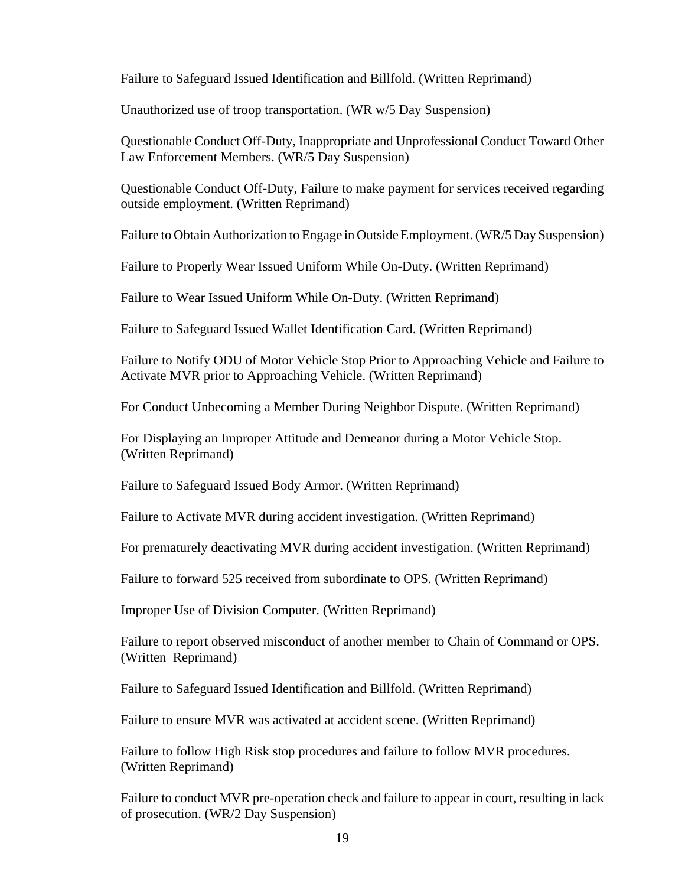Failure to Safeguard Issued Identification and Billfold. (Written Reprimand)

Unauthorized use of troop transportation. (WR w/5 Day Suspension)

Questionable Conduct Off-Duty, Inappropriate and Unprofessional Conduct Toward Other Law Enforcement Members. (WR/5 Day Suspension)

Questionable Conduct Off-Duty, Failure to make payment for services received regarding outside employment. (Written Reprimand)

Failure to Obtain Authorization to Engage in Outside Employment. (WR/5 Day Suspension)

Failure to Properly Wear Issued Uniform While On-Duty. (Written Reprimand)

Failure to Wear Issued Uniform While On-Duty. (Written Reprimand)

Failure to Safeguard Issued Wallet Identification Card. (Written Reprimand)

Failure to Notify ODU of Motor Vehicle Stop Prior to Approaching Vehicle and Failure to Activate MVR prior to Approaching Vehicle. (Written Reprimand)

For Conduct Unbecoming a Member During Neighbor Dispute. (Written Reprimand)

For Displaying an Improper Attitude and Demeanor during a Motor Vehicle Stop. (Written Reprimand)

Failure to Safeguard Issued Body Armor. (Written Reprimand)

Failure to Activate MVR during accident investigation. (Written Reprimand)

For prematurely deactivating MVR during accident investigation. (Written Reprimand)

Failure to forward 525 received from subordinate to OPS. (Written Reprimand)

Improper Use of Division Computer. (Written Reprimand)

Failure to report observed misconduct of another member to Chain of Command or OPS. (Written Reprimand)

Failure to Safeguard Issued Identification and Billfold. (Written Reprimand)

Failure to ensure MVR was activated at accident scene. (Written Reprimand)

Failure to follow High Risk stop procedures and failure to follow MVR procedures. (Written Reprimand)

Failure to conduct MVR pre-operation check and failure to appear in court, resulting in lack of prosecution. (WR/2 Day Suspension)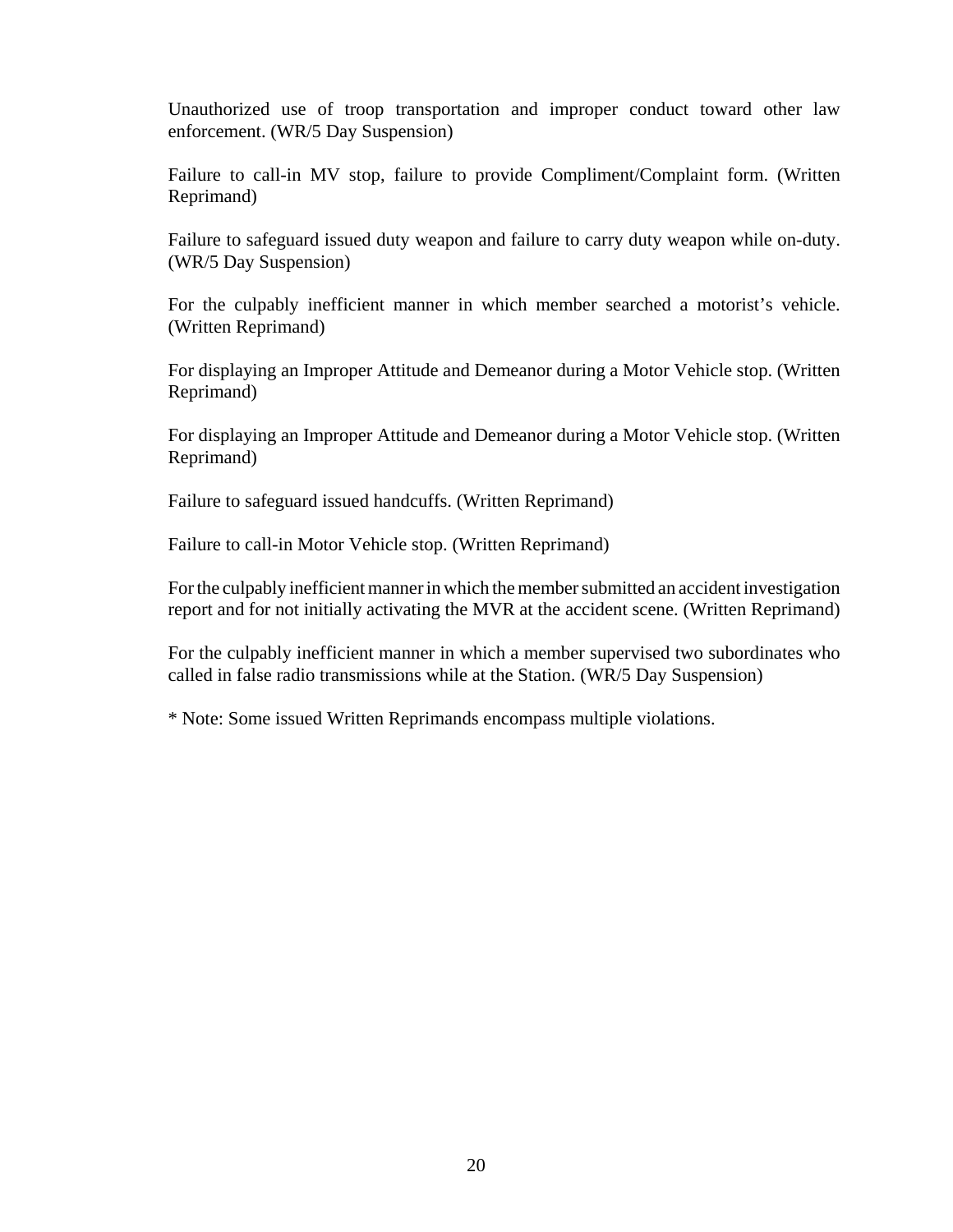Unauthorized use of troop transportation and improper conduct toward other law enforcement. (WR/5 Day Suspension)

Failure to call-in MV stop, failure to provide Compliment/Complaint form. (Written Reprimand)

Failure to safeguard issued duty weapon and failure to carry duty weapon while on-duty. (WR/5 Day Suspension)

For the culpably inefficient manner in which member searched a motorist's vehicle. (Written Reprimand)

For displaying an Improper Attitude and Demeanor during a Motor Vehicle stop. (Written Reprimand)

For displaying an Improper Attitude and Demeanor during a Motor Vehicle stop. (Written Reprimand)

Failure to safeguard issued handcuffs. (Written Reprimand)

Failure to call-in Motor Vehicle stop. (Written Reprimand)

For the culpably inefficient manner in which the member submitted an accident investigation report and for not initially activating the MVR at the accident scene. (Written Reprimand)

For the culpably inefficient manner in which a member supervised two subordinates who called in false radio transmissions while at the Station. (WR/5 Day Suspension)

* Note: Some issued Written Reprimands encompass multiple violations.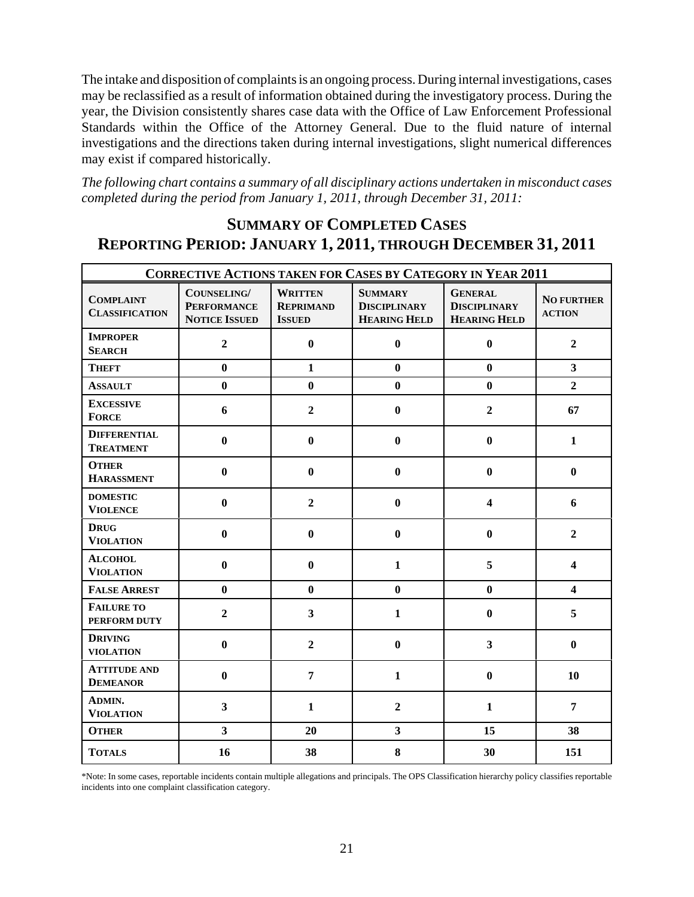The intake and disposition of complaints is an ongoing process. During internal investigations, cases may be reclassified as a result of information obtained during the investigatory process. During the year, the Division consistently shares case data with the Office of Law Enforcement Professional Standards within the Office of the Attorney General. Due to the fluid nature of internal investigations and the directions taken during internal investigations, slight numerical differences may exist if compared historically.

*The following chart contains a summary of all disciplinary actions undertaken in misconduct cases completed during the period from January 1, 2011, through December 31, 2011:*

## Summary of Completed Cases
## Reporting Period: January 1, 2011, through December 31, 2011

| **Corrective Actions taken for Cases by Category in Year 2011** | | | | | |
|---|---|---|---|---|---|
| **Complaint Classification** | **Counseling/ Performance Notice Issued** | **Written Reprimand Issued** | **Summary Disciplinary Hearing Held** | **General Disciplinary Hearing Held** | **No Further Action** |
| **Improper Search** | 2 | 0 | 0 | 0 | 2 |
| **Theft** | 0 | 1 | 0 | 0 | 3 |
| **Assault** | 0 | 0 | 0 | 0 | 2 |
| **Excessive Force** | 6 | 2 | 0 | 2 | 67 |
| **Differential Treatment** | 0 | 0 | 0 | 0 | 1 |
| **Other Harassment** | 0 | 0 | 0 | 0 | 0 |
| **Domestic Violence** | 0 | 2 | 0 | 4 | 6 |
| **Drug Violation** | 0 | 0 | 0 | 0 | 2 |
| **Alcohol Violation** | 0 | 0 | 1 | 5 | 4 |
| **False Arrest** | 0 | 0 | 0 | 0 | 4 |
| **Failure to Perform Duty** | 2 | 3 | 1 | 0 | 5 |
| **Driving Violation** | 0 | 2 | 0 | 3 | 0 |
| **Attitude and Demeanor** | 0 | 7 | 1 | 0 | 10 |
| **Admin. Violation** | 3 | 1 | 2 | 1 | 7 |
| **Other** | 3 | 20 | 3 | 15 | 38 |
| **Totals** | 16 | 38 | 8 | 30 | 151 |

*Note: In some cases, reportable incidents contain multiple allegations and principals. The OPS Classification hierarchy policy classifies reportable incidents into one complaint classification category.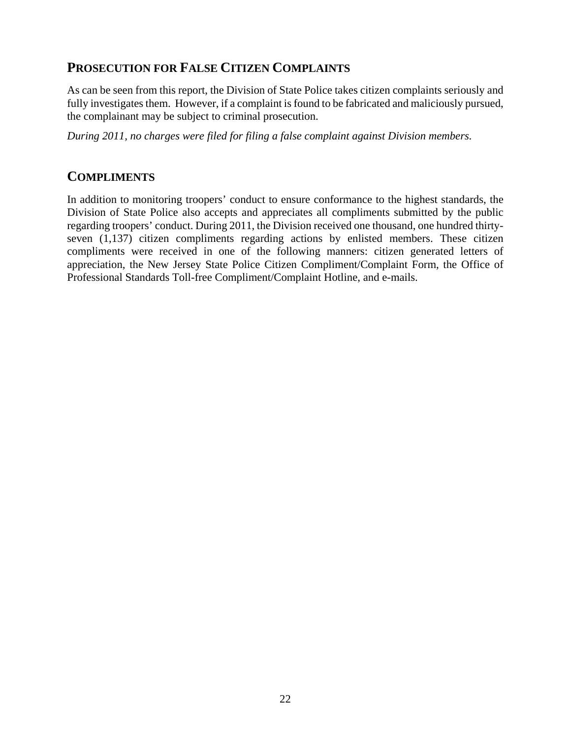## PROSECUTION FOR FALSE CITIZEN COMPLAINTS

As can be seen from this report, the Division of State Police takes citizen complaints seriously and fully investigates them. However, if a complaint is found to be fabricated and maliciously pursued, the complainant may be subject to criminal prosecution.

*During 2011, no charges were filed for filing a false complaint against Division members.*

## COMPLIMENTS

In addition to monitoring troopers' conduct to ensure conformance to the highest standards, the Division of State Police also accepts and appreciates all compliments submitted by the public regarding troopers' conduct. During 2011, the Division received one thousand, one hundred thirty-seven (1,137) citizen compliments regarding actions by enlisted members. These citizen compliments were received in one of the following manners: citizen generated letters of appreciation, the New Jersey State Police Citizen Compliment/Complaint Form, the Office of Professional Standards Toll-free Compliment/Complaint Hotline, and e-mails.